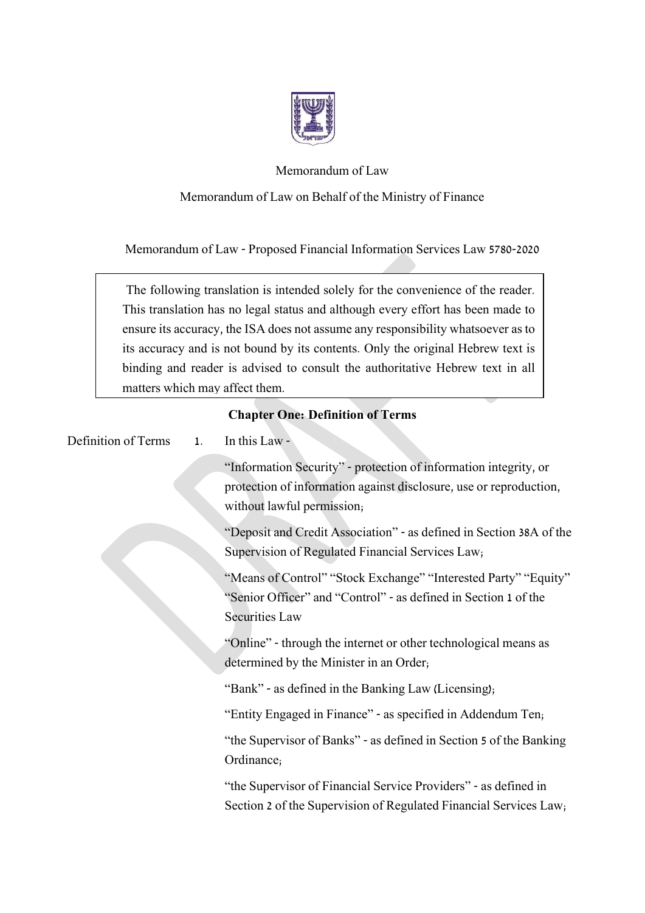Memorandum of Law

Memorandum of Law on Behalf of the Ministry of Finance

Memorandum of Law - Proposed Financial Information Services Law 5780-2020

> The following translation is intended solely for the convenience of the reader. This translation has no legal status and although every effort has been made to ensure its accuracy, the ISA does not assume any responsibility whatsoever as to its accuracy and is not bound by its contents. Only the original Hebrew text is binding and reader is advised to consult the authoritative Hebrew text in all matters which may affect them.

## Chapter One: Definition of Terms

Definition of Terms

1. In this Law -

"Information Security" - protection of information integrity, or protection of information against disclosure, use or reproduction, without lawful permission;

"Deposit and Credit Association" - as defined in Section 38A of the Supervision of Regulated Financial Services Law;

"Means of Control" "Stock Exchange" "Interested Party" "Equity" "Senior Officer" and "Control" - as defined in Section 1 of the Securities Law

"Online" - through the internet or other technological means as determined by the Minister in an Order;

"Bank" - as defined in the Banking Law (Licensing);

"Entity Engaged in Finance" - as specified in Addendum Ten;

"the Supervisor of Banks" - as defined in Section 5 of the Banking Ordinance;

"the Supervisor of Financial Service Providers" - as defined in Section 2 of the Supervision of Regulated Financial Services Law;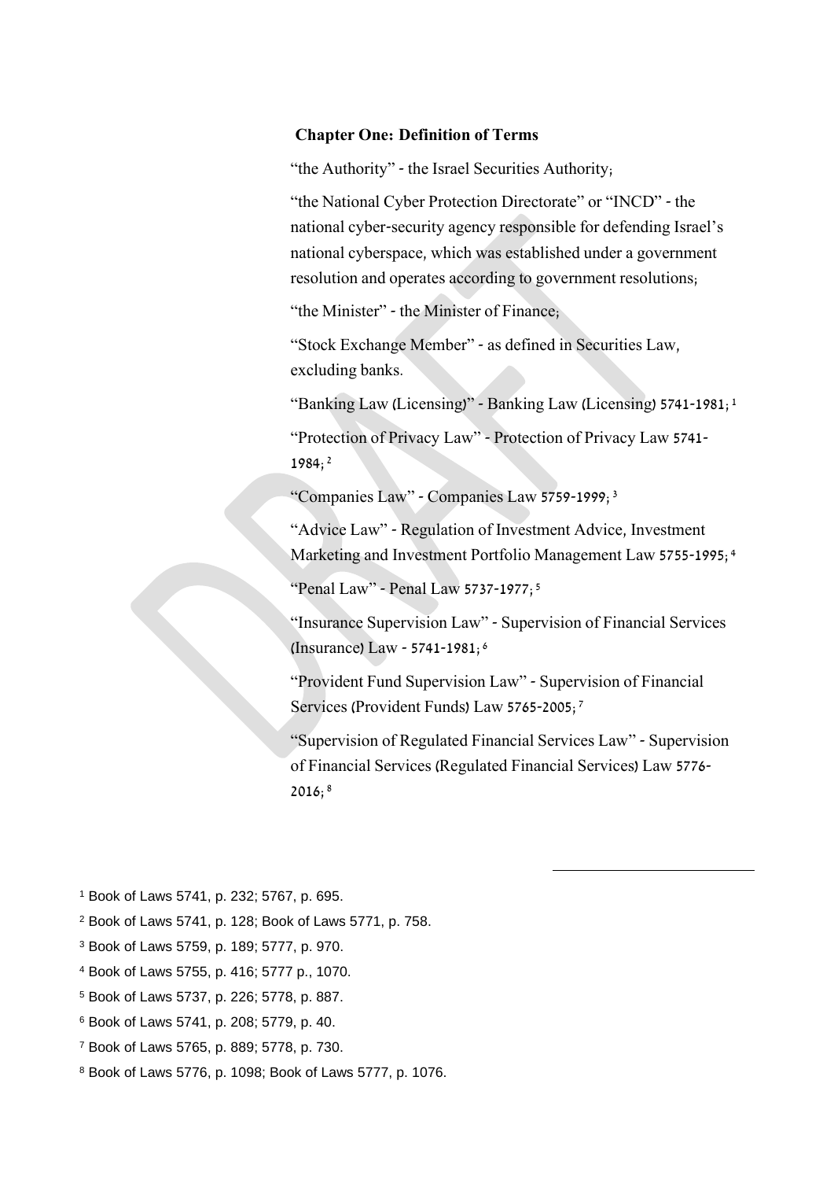**Chapter One: Definition of Terms**

"the Authority" - the Israel Securities Authority;

"the National Cyber Protection Directorate" or "INCD" - the national cyber-security agency responsible for defending Israel's national cyberspace, which was established under a government resolution and operates according to government resolutions;

"the Minister" - the Minister of Finance;

"Stock Exchange Member" - as defined in Securities Law, excluding banks.

"Banking Law (Licensing)" - Banking Law (Licensing) 5741-1981; [1]

"Protection of Privacy Law" - Protection of Privacy Law 5741-1984; [2]

"Companies Law" - Companies Law 5759-1999; [3]

"Advice Law" - Regulation of Investment Advice, Investment Marketing and Investment Portfolio Management Law 5755-1995; [4]

"Penal Law" - Penal Law 5737-1977; [5]

"Insurance Supervision Law" - Supervision of Financial Services (Insurance) Law - 5741-1981; [6]

"Provident Fund Supervision Law" - Supervision of Financial Services (Provident Funds) Law 5765-2005; [7]

"Supervision of Regulated Financial Services Law" - Supervision of Financial Services (Regulated Financial Services) Law 5776-2016; [8]

---

[1] Book of Laws 5741, p. 232; 5767, p. 695.

[2] Book of Laws 5741, p. 128; Book of Laws 5771, p. 758.

[3] Book of Laws 5759, p. 189; 5777, p. 970.

[4] Book of Laws 5755, p. 416; 5777 p., 1070.

[5] Book of Laws 5737, p. 226; 5778, p. 887.

[6] Book of Laws 5741, p. 208; 5779, p. 40.

[7] Book of Laws 5765, p. 889; 5778, p. 730.

[8] Book of Laws 5776, p. 1098; Book of Laws 5777, p. 1076.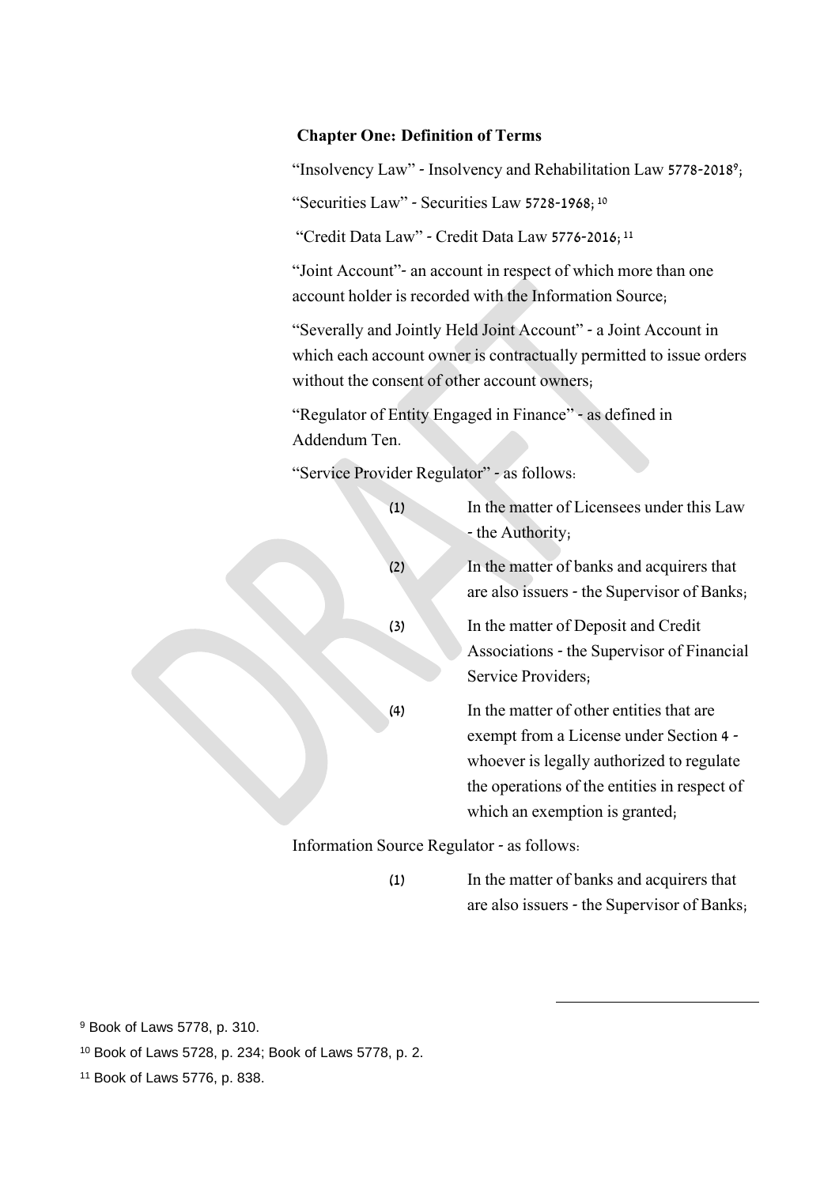**Chapter One: Definition of Terms**

"Insolvency Law" - Insolvency and Rehabilitation Law 5778-2018[9];

"Securities Law" - Securities Law 5728-1968; [10]

"Credit Data Law" - Credit Data Law 5776-2016; [11]

"Joint Account"- an account in respect of which more than one account holder is recorded with the Information Source;

"Severally and Jointly Held Joint Account" - a Joint Account in which each account owner is contractually permitted to issue orders without the consent of other account owners;

"Regulator of Entity Engaged in Finance" - as defined in Addendum Ten.

"Service Provider Regulator" - as follows:

(1) In the matter of Licensees under this Law - the Authority;

(2) In the matter of banks and acquirers that are also issuers - the Supervisor of Banks;

(3) In the matter of Deposit and Credit Associations - the Supervisor of Financial Service Providers;

(4) In the matter of other entities that are exempt from a License under Section 4 - whoever is legally authorized to regulate the operations of the entities in respect of which an exemption is granted;

Information Source Regulator - as follows:

(1) In the matter of banks and acquirers that are also issuers - the Supervisor of Banks;

---

[9] Book of Laws 5778, p. 310.

[10] Book of Laws 5728, p. 234; Book of Laws 5778, p. 2.

[11] Book of Laws 5776, p. 838.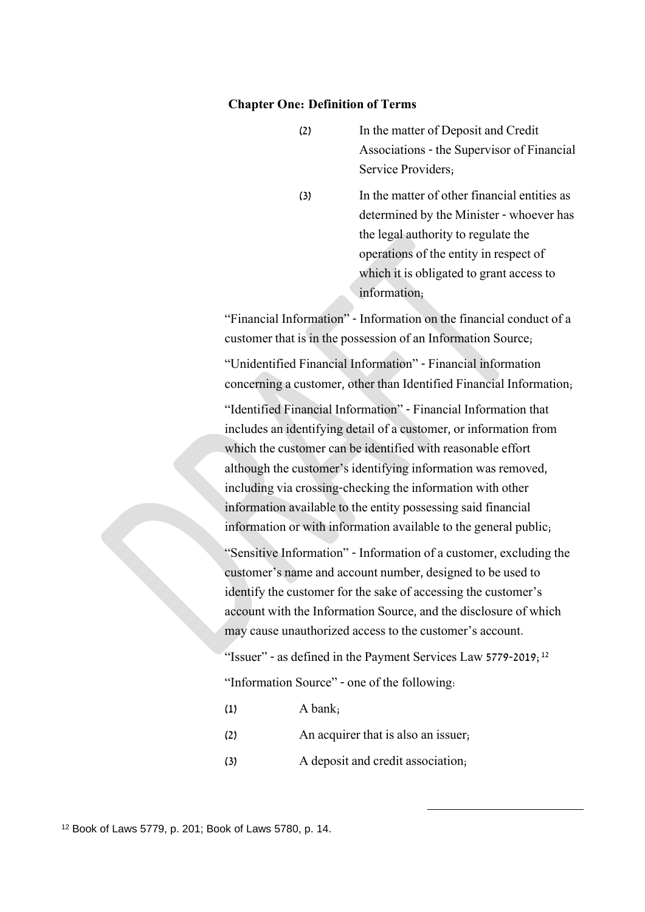**Chapter One: Definition of Terms**

(2) In the matter of Deposit and Credit Associations - the Supervisor of Financial Service Providers;

(3) In the matter of other financial entities as determined by the Minister - whoever has the legal authority to regulate the operations of the entity in respect of which it is obligated to grant access to information;

"Financial Information" - Information on the financial conduct of a customer that is in the possession of an Information Source;

"Unidentified Financial Information" - Financial information concerning a customer, other than Identified Financial Information;

"Identified Financial Information" - Financial Information that includes an identifying detail of a customer, or information from which the customer can be identified with reasonable effort although the customer's identifying information was removed, including via crossing-checking the information with other information available to the entity possessing said financial information or with information available to the general public;

"Sensitive Information" - Information of a customer, excluding the customer's name and account number, designed to be used to identify the customer for the sake of accessing the customer's account with the Information Source, and the disclosure of which may cause unauthorized access to the customer's account.

"Issuer" - as defined in the Payment Services Law 5779-2019; [12]

"Information Source" - one of the following:

(1) A bank;

(2) An acquirer that is also an issuer;

(3) A deposit and credit association;

[12] Book of Laws 5779, p. 201; Book of Laws 5780, p. 14.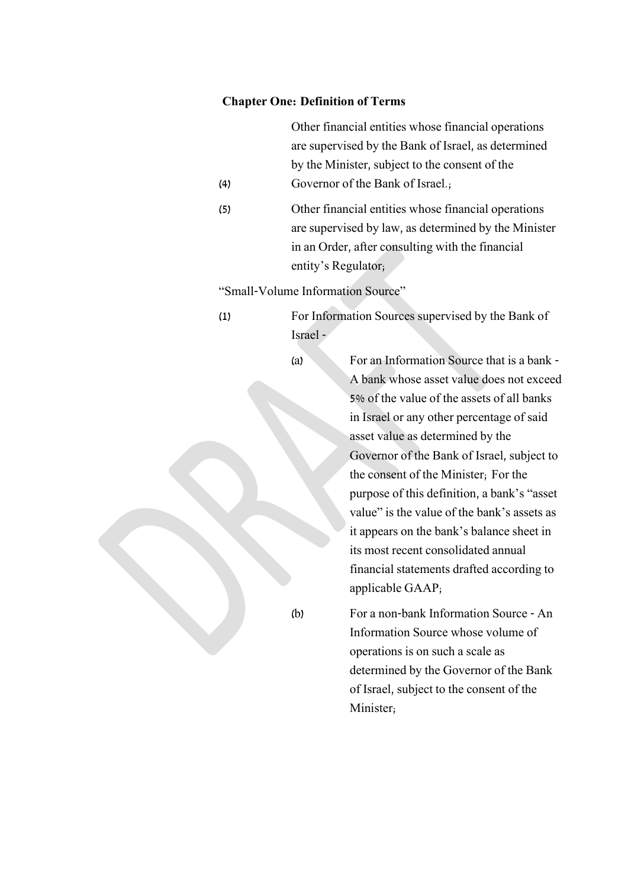**Chapter One: Definition of Terms**

(4) Other financial entities whose financial operations are supervised by the Bank of Israel, as determined by the Minister, subject to the consent of the Governor of the Bank of Israel.;

(5) Other financial entities whose financial operations are supervised by law, as determined by the Minister in an Order, after consulting with the financial entity's Regulator;

"Small-Volume Information Source"

(1) For Information Sources supervised by the Bank of Israel -

(a) For an Information Source that is a bank - A bank whose asset value does not exceed 5% of the value of the assets of all banks in Israel or any other percentage of said asset value as determined by the Governor of the Bank of Israel, subject to the consent of the Minister; For the purpose of this definition, a bank's "asset value" is the value of the bank's assets as it appears on the bank's balance sheet in its most recent consolidated annual financial statements drafted according to applicable GAAP;

(b) For a non-bank Information Source - An Information Source whose volume of operations is on such a scale as determined by the Governor of the Bank of Israel, subject to the consent of the Minister;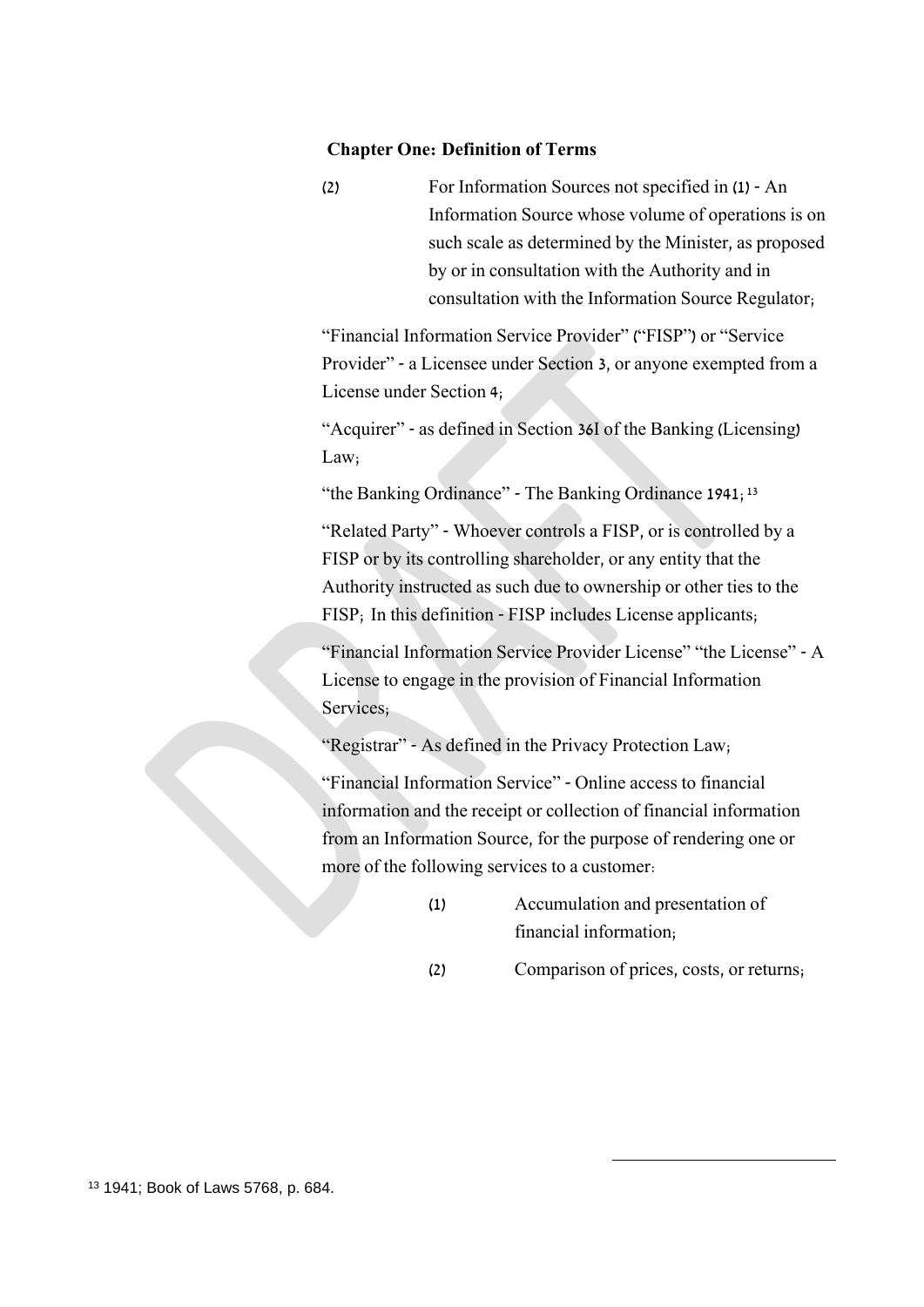**Chapter One: Definition of Terms**

(2) For Information Sources not specified in (1) - An Information Source whose volume of operations is on such scale as determined by the Minister, as proposed by or in consultation with the Authority and in consultation with the Information Source Regulator;

"Financial Information Service Provider" ("FISP") or "Service Provider" - a Licensee under Section 3, or anyone exempted from a License under Section 4;

"Acquirer" - as defined in Section 36I of the Banking (Licensing) Law;

"the Banking Ordinance" - The Banking Ordinance 1941; [13]

"Related Party" - Whoever controls a FISP, or is controlled by a FISP or by its controlling shareholder, or any entity that the Authority instructed as such due to ownership or other ties to the FISP; In this definition - FISP includes License applicants;

"Financial Information Service Provider License" "the License" - A License to engage in the provision of Financial Information Services;

"Registrar" - As defined in the Privacy Protection Law;

"Financial Information Service" - Online access to financial information and the receipt or collection of financial information from an Information Source, for the purpose of rendering one or more of the following services to a customer:

(1) Accumulation and presentation of financial information;

(2) Comparison of prices, costs, or returns;

[13] 1941; Book of Laws 5768, p. 684.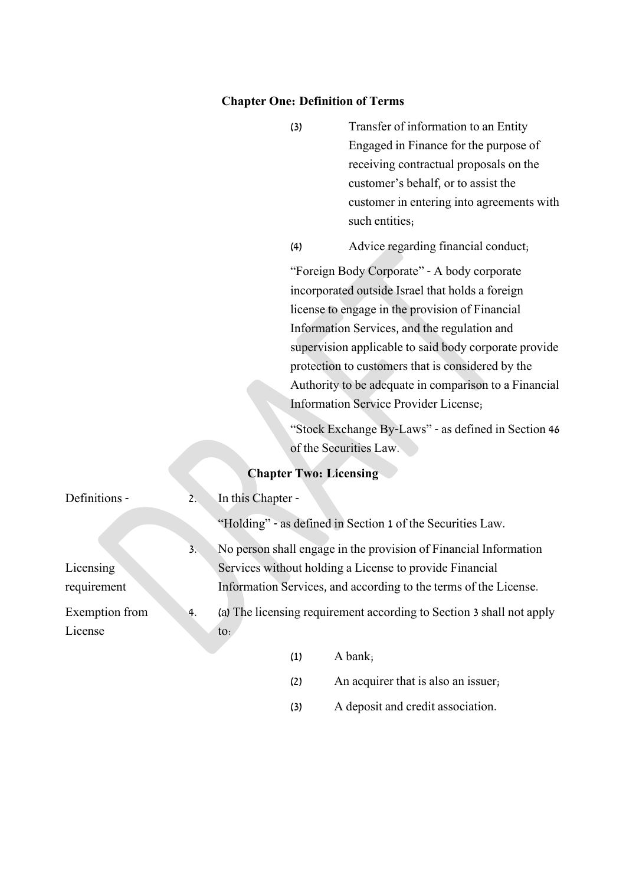## Chapter One: Definition of Terms

(3) Transfer of information to an Entity Engaged in Finance for the purpose of receiving contractual proposals on the customer's behalf, or to assist the customer in entering into agreements with such entities;

(4) Advice regarding financial conduct;

"Foreign Body Corporate" - A body corporate incorporated outside Israel that holds a foreign license to engage in the provision of Financial Information Services, and the regulation and supervision applicable to said body corporate provide protection to customers that is considered by the Authority to be adequate in comparison to a Financial Information Service Provider License;

"Stock Exchange By-Laws" - as defined in Section 46 of the Securities Law.

## Chapter Two: Licensing

Definitions -

2. In this Chapter -

"Holding" - as defined in Section 1 of the Securities Law.

Licensing requirement

3. No person shall engage in the provision of Financial Information Services without holding a License to provide Financial Information Services, and according to the terms of the License.

Exemption from License

4. (a) The licensing requirement according to Section 3 shall not apply to:

(1) A bank;

(2) An acquirer that is also an issuer;

(3) A deposit and credit association.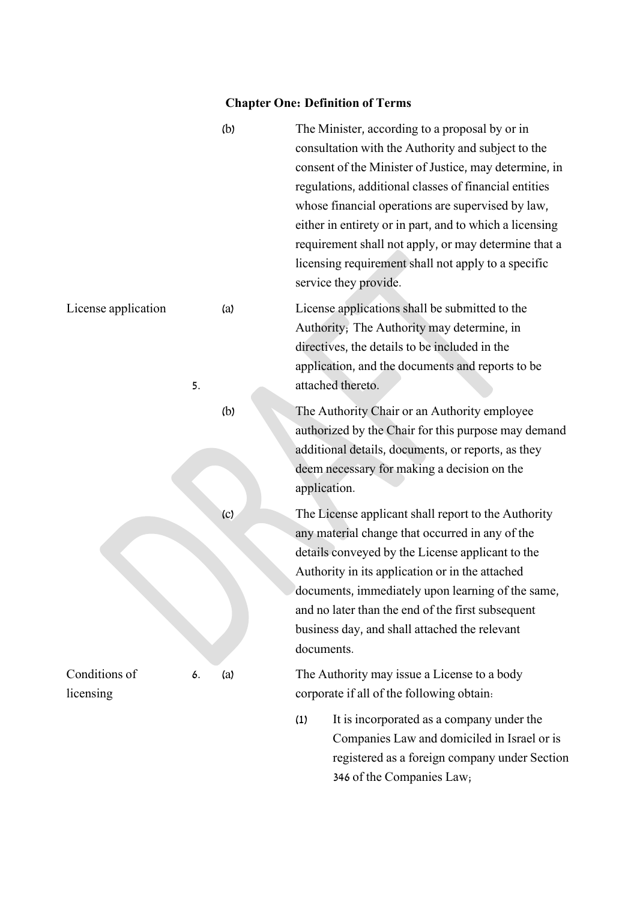**Chapter One: Definition of Terms**

(b) The Minister, according to a proposal by or in consultation with the Authority and subject to the consent of the Minister of Justice, may determine, in regulations, additional classes of financial entities whose financial operations are supervised by law, either in entirety or in part, and to which a licensing requirement shall not apply, or may determine that a licensing requirement shall not apply to a specific service they provide.

**License application**

5. (a) License applications shall be submitted to the Authority; The Authority may determine, in directives, the details to be included in the application, and the documents and reports to be attached thereto.

(b) The Authority Chair or an Authority employee authorized by the Chair for this purpose may demand additional details, documents, or reports, as they deem necessary for making a decision on the application.

(c) The License applicant shall report to the Authority any material change that occurred in any of the details conveyed by the License applicant to the Authority in its application or in the attached documents, immediately upon learning of the same, and no later than the end of the first subsequent business day, and shall attached the relevant documents.

**Conditions of licensing**

6. (a) The Authority may issue a License to a body corporate if all of the following obtain:

(1) It is incorporated as a company under the Companies Law and domiciled in Israel or is registered as a foreign company under Section 346 of the Companies Law;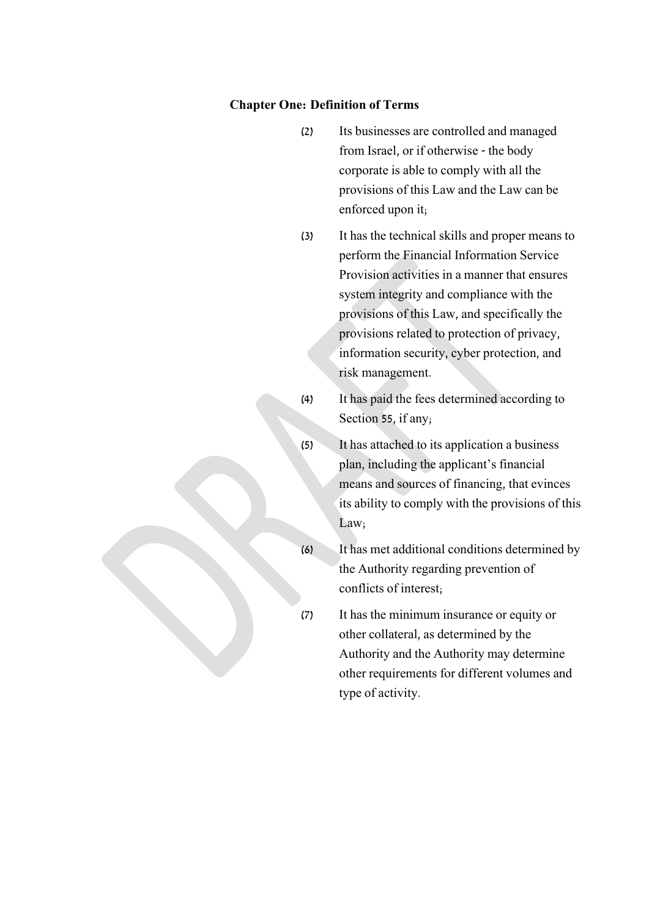**Chapter One: Definition of Terms**

(2) Its businesses are controlled and managed from Israel, or if otherwise - the body corporate is able to comply with all the provisions of this Law and the Law can be enforced upon it;

(3) It has the technical skills and proper means to perform the Financial Information Service Provision activities in a manner that ensures system integrity and compliance with the provisions of this Law, and specifically the provisions related to protection of privacy, information security, cyber protection, and risk management.

(4) It has paid the fees determined according to Section 55, if any;

(5) It has attached to its application a business plan, including the applicant's financial means and sources of financing, that evinces its ability to comply with the provisions of this Law;

(6) It has met additional conditions determined by the Authority regarding prevention of conflicts of interest;

(7) It has the minimum insurance or equity or other collateral, as determined by the Authority and the Authority may determine other requirements for different volumes and type of activity.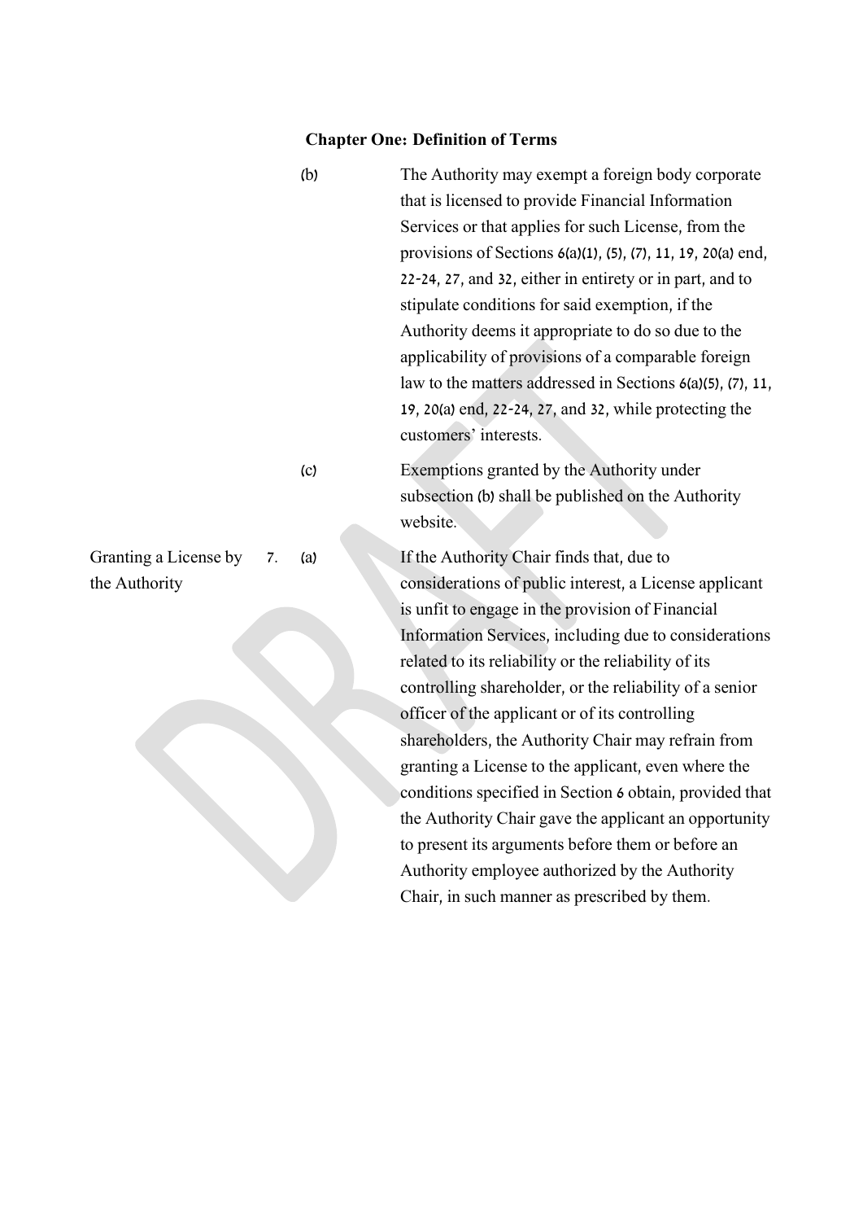**Chapter One: Definition of Terms**

(b) The Authority may exempt a foreign body corporate that is licensed to provide Financial Information Services or that applies for such License, from the provisions of Sections 6(a)(1), (5), (7), 11, 19, 20(a) end, 22-24, 27, and 32, either in entirety or in part, and to stipulate conditions for said exemption, if the Authority deems it appropriate to do so due to the applicability of provisions of a comparable foreign law to the matters addressed in Sections 6(a)(5), (7), 11, 19, 20(a) end, 22-24, 27, and 32, while protecting the customers' interests.

(c) Exemptions granted by the Authority under subsection (b) shall be published on the Authority website.

Granting a License by the Authority

7. (a) If the Authority Chair finds that, due to considerations of public interest, a License applicant is unfit to engage in the provision of Financial Information Services, including due to considerations related to its reliability or the reliability of its controlling shareholder, or the reliability of a senior officer of the applicant or of its controlling shareholders, the Authority Chair may refrain from granting a License to the applicant, even where the conditions specified in Section 6 obtain, provided that the Authority Chair gave the applicant an opportunity to present its arguments before them or before an Authority employee authorized by the Authority Chair, in such manner as prescribed by them.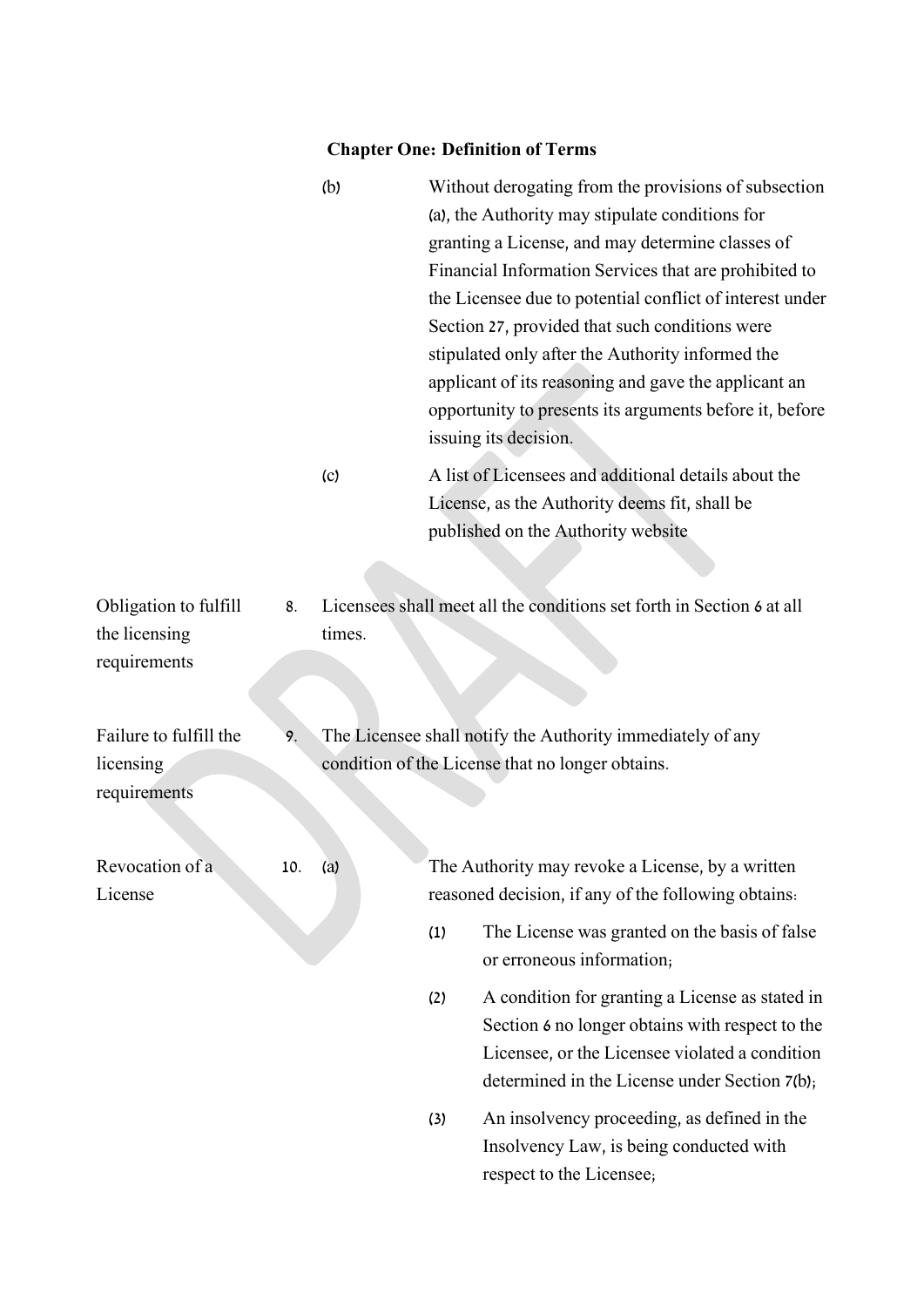**Chapter One: Definition of Terms**

(b) Without derogating from the provisions of subsection (a), the Authority may stipulate conditions for granting a License, and may determine classes of Financial Information Services that are prohibited to the Licensee due to potential conflict of interest under Section 27, provided that such conditions were stipulated only after the Authority informed the applicant of its reasoning and gave the applicant an opportunity to presents its arguments before it, before issuing its decision.

(c) A list of Licensees and additional details about the License, as the Authority deems fit, shall be published on the Authority website

**Obligation to fulfill the licensing requirements**

8. Licensees shall meet all the conditions set forth in Section 6 at all times.

**Failure to fulfill the licensing requirements**

9. The Licensee shall notify the Authority immediately of any condition of the License that no longer obtains.

**Revocation of a License**

10. (a) The Authority may revoke a License, by a written reasoned decision, if any of the following obtains:

(1) The License was granted on the basis of false or erroneous information;

(2) A condition for granting a License as stated in Section 6 no longer obtains with respect to the Licensee, or the Licensee violated a condition determined in the License under Section 7(b);

(3) An insolvency proceeding, as defined in the Insolvency Law, is being conducted with respect to the Licensee;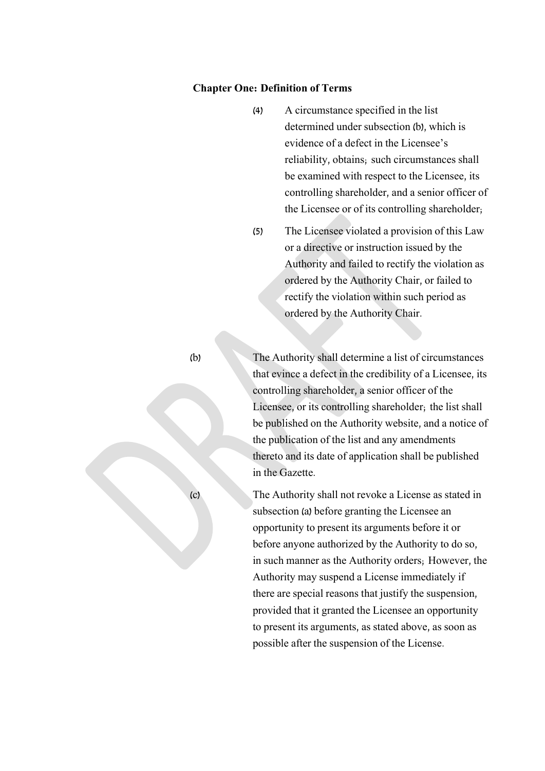**Chapter One: Definition of Terms**

(4) A circumstance specified in the list determined under subsection (b), which is evidence of a defect in the Licensee's reliability, obtains; such circumstances shall be examined with respect to the Licensee, its controlling shareholder, and a senior officer of the Licensee or of its controlling shareholder;

(5) The Licensee violated a provision of this Law or a directive or instruction issued by the Authority and failed to rectify the violation as ordered by the Authority Chair, or failed to rectify the violation within such period as ordered by the Authority Chair.

(b) The Authority shall determine a list of circumstances that evince a defect in the credibility of a Licensee, its controlling shareholder, a senior officer of the Licensee, or its controlling shareholder; the list shall be published on the Authority website, and a notice of the publication of the list and any amendments thereto and its date of application shall be published in the Gazette.

(c) The Authority shall not revoke a License as stated in subsection (a) before granting the Licensee an opportunity to present its arguments before it or before anyone authorized by the Authority to do so, in such manner as the Authority orders; However, the Authority may suspend a License immediately if there are special reasons that justify the suspension, provided that it granted the Licensee an opportunity to present its arguments, as stated above, as soon as possible after the suspension of the License.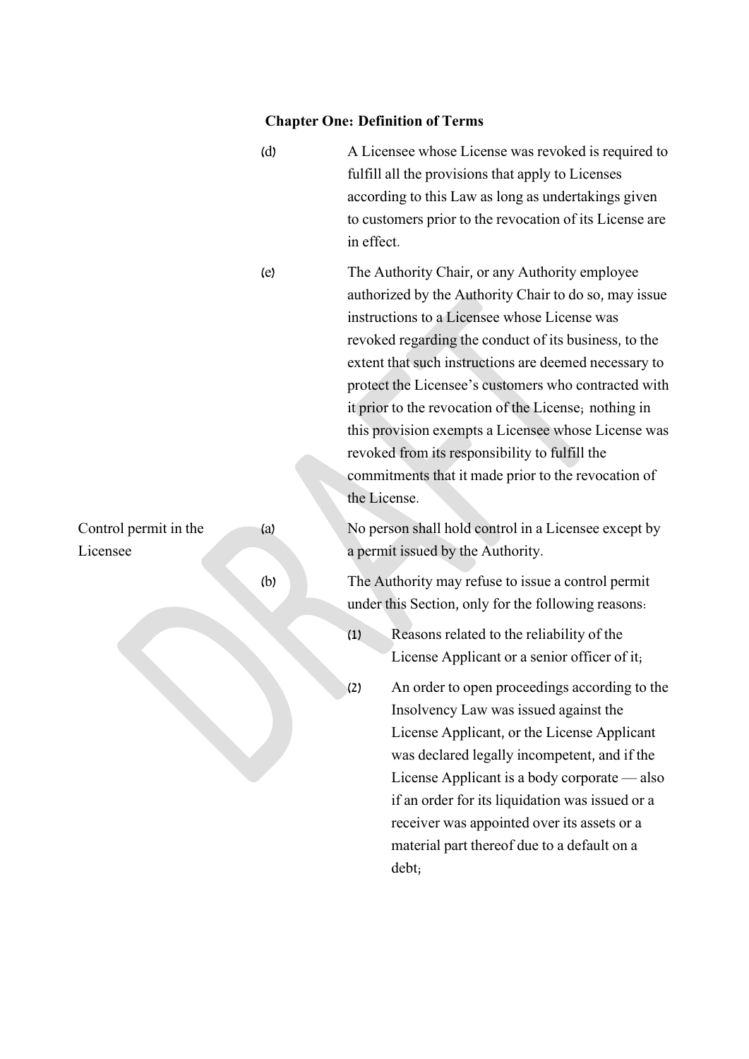**Chapter One: Definition of Terms**

(d) A Licensee whose License was revoked is required to fulfill all the provisions that apply to Licenses according to this Law as long as undertakings given to customers prior to the revocation of its License are in effect.

(e) The Authority Chair, or any Authority employee authorized by the Authority Chair to do so, may issue instructions to a Licensee whose License was revoked regarding the conduct of its business, to the extent that such instructions are deemed necessary to protect the Licensee's customers who contracted with it prior to the revocation of the License; nothing in this provision exempts a Licensee whose License was revoked from its responsibility to fulfill the commitments that it made prior to the revocation of the License.

Control permit in the Licensee

(a) No person shall hold control in a Licensee except by a permit issued by the Authority.

(b) The Authority may refuse to issue a control permit under this Section, only for the following reasons:

(1) Reasons related to the reliability of the License Applicant or a senior officer of it;

(2) An order to open proceedings according to the Insolvency Law was issued against the License Applicant, or the License Applicant was declared legally incompetent, and if the License Applicant is a body corporate — also if an order for its liquidation was issued or a receiver was appointed over its assets or a material part thereof due to a default on a debt;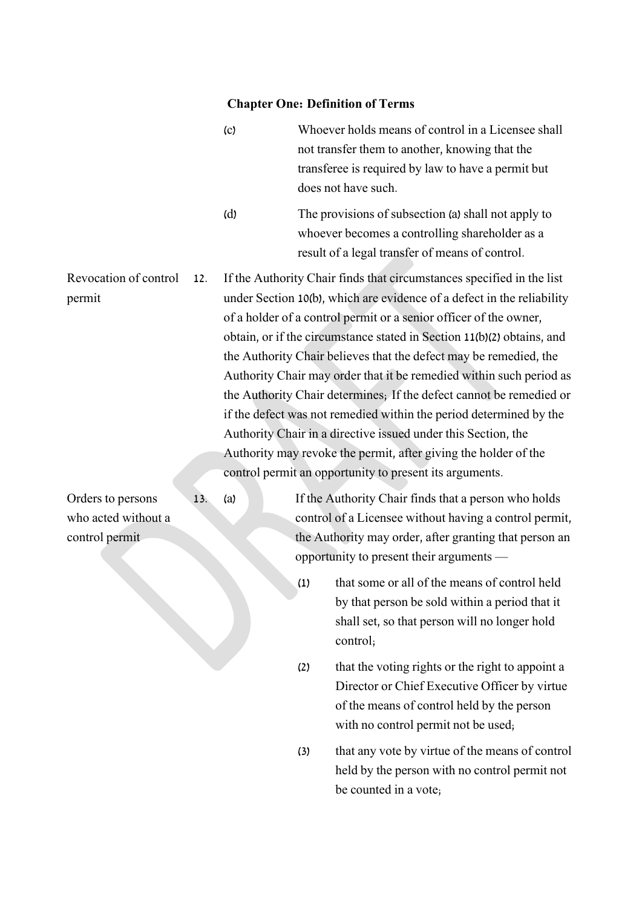**Chapter One: Definition of Terms**

(c) Whoever holds means of control in a Licensee shall not transfer them to another, knowing that the transferee is required by law to have a permit but does not have such.

(d) The provisions of subsection (a) shall not apply to whoever becomes a controlling shareholder as a result of a legal transfer of means of control.

**Revocation of control permit**

12. If the Authority Chair finds that circumstances specified in the list under Section 10(b), which are evidence of a defect in the reliability of a holder of a control permit or a senior officer of the owner, obtain, or if the circumstance stated in Section 11(b)(2) obtains, and the Authority Chair believes that the defect may be remedied, the Authority Chair may order that it be remedied within such period as the Authority Chair determines; If the defect cannot be remedied or if the defect was not remedied within the period determined by the Authority Chair in a directive issued under this Section, the Authority may revoke the permit, after giving the holder of the control permit an opportunity to present its arguments.

**Orders to persons who acted without a control permit**

13. (a) If the Authority Chair finds that a person who holds control of a Licensee without having a control permit, the Authority may order, after granting that person an opportunity to present their arguments —

(1) that some or all of the means of control held by that person be sold within a period that it shall set, so that person will no longer hold control;

(2) that the voting rights or the right to appoint a Director or Chief Executive Officer by virtue of the means of control held by the person with no control permit not be used;

(3) that any vote by virtue of the means of control held by the person with no control permit not be counted in a vote;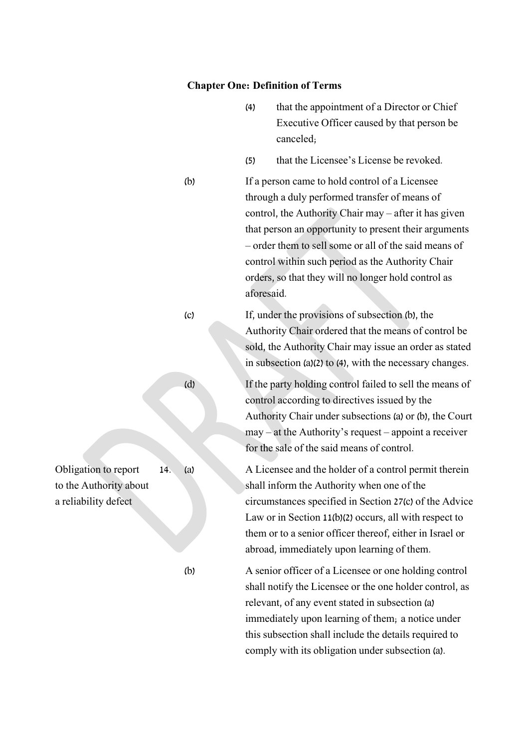## Chapter One: Definition of Terms

(4) that the appointment of a Director or Chief Executive Officer caused by that person be canceled;

(5) that the Licensee's License be revoked.

(b) If a person came to hold control of a Licensee through a duly performed transfer of means of control, the Authority Chair may – after it has given that person an opportunity to present their arguments – order them to sell some or all of the said means of control within such period as the Authority Chair orders, so that they will no longer hold control as aforesaid.

(c) If, under the provisions of subsection (b), the Authority Chair ordered that the means of control be sold, the Authority Chair may issue an order as stated in subsection (a)(2) to (4), with the necessary changes.

(d) If the party holding control failed to sell the means of control according to directives issued by the Authority Chair under subsections (a) or (b), the Court may – at the Authority's request – appoint a receiver for the sale of the said means of control.

**Obligation to report to the Authority about a reliability defect**

14. (a) A Licensee and the holder of a control permit therein shall inform the Authority when one of the circumstances specified in Section 27(c) of the Advice Law or in Section 11(b)(2) occurs, all with respect to them or to a senior officer thereof, either in Israel or abroad, immediately upon learning of them.

(b) A senior officer of a Licensee or one holding control shall notify the Licensee or the one holder control, as relevant, of any event stated in subsection (a) immediately upon learning of them; a notice under this subsection shall include the details required to comply with its obligation under subsection (a).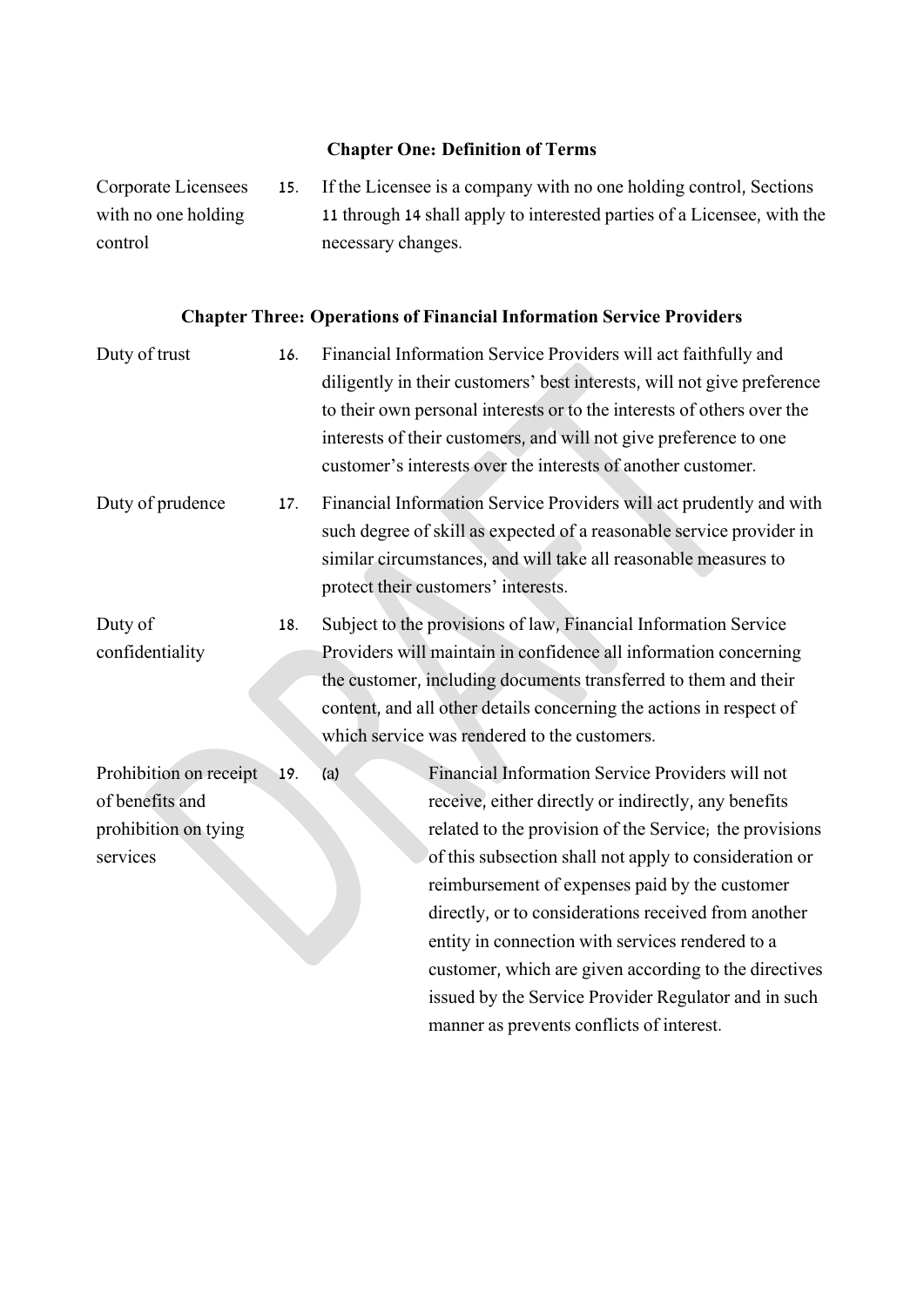### Chapter One: Definition of Terms

| | | |
|---|---|---|
| Corporate Licensees with no one holding control | 15. | If the Licensee is a company with no one holding control, Sections 11 through 14 shall apply to interested parties of a Licensee, with the necessary changes. |

### Chapter Three: Operations of Financial Information Service Providers

| | | |
|---|---|---|
| Duty of trust | 16. | Financial Information Service Providers will act faithfully and diligently in their customers' best interests, will not give preference to their own personal interests or to the interests of others over the interests of their customers, and will not give preference to one customer's interests over the interests of another customer. |
| Duty of prudence | 17. | Financial Information Service Providers will act prudently and with such degree of skill as expected of a reasonable service provider in similar circumstances, and will take all reasonable measures to protect their customers' interests. |
| Duty of confidentiality | 18. | Subject to the provisions of law, Financial Information Service Providers will maintain in confidence all information concerning the customer, including documents transferred to them and their content, and all other details concerning the actions in respect of which service was rendered to the customers. |
| Prohibition on receipt of benefits and prohibition on tying services | 19. | (a) Financial Information Service Providers will not receive, either directly or indirectly, any benefits related to the provision of the Service; the provisions of this subsection shall not apply to consideration or reimbursement of expenses paid by the customer directly, or to considerations received from another entity in connection with services rendered to a customer, which are given according to the directives issued by the Service Provider Regulator and in such manner as prevents conflicts of interest. |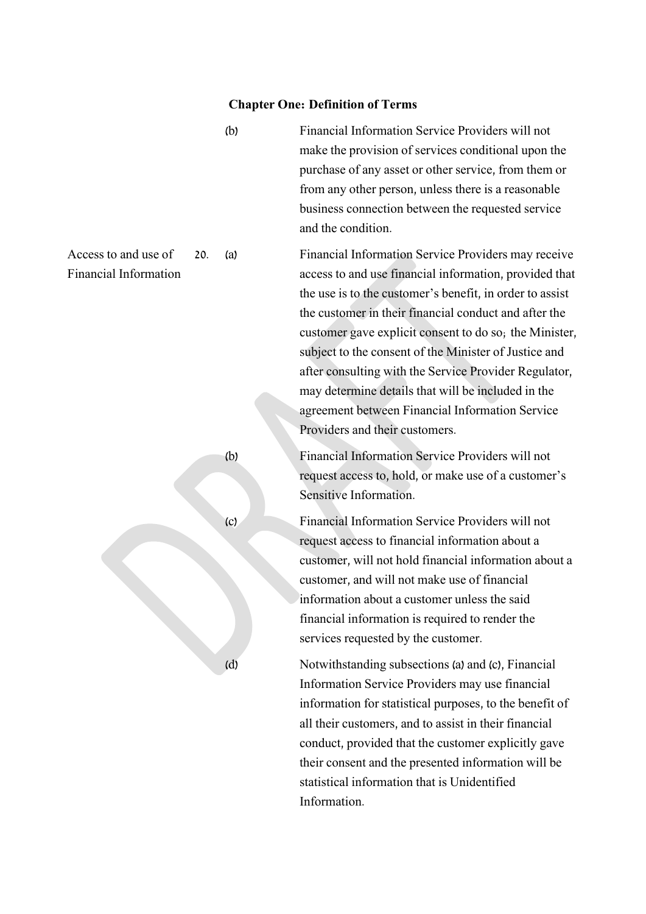**Chapter One: Definition of Terms**

(b) Financial Information Service Providers will not make the provision of services conditional upon the purchase of any asset or other service, from them or from any other person, unless there is a reasonable business connection between the requested service and the condition.

**Access to and use of Financial Information**

20. (a) Financial Information Service Providers may receive access to and use financial information, provided that the use is to the customer's benefit, in order to assist the customer in their financial conduct and after the customer gave explicit consent to do so; the Minister, subject to the consent of the Minister of Justice and after consulting with the Service Provider Regulator, may determine details that will be included in the agreement between Financial Information Service Providers and their customers.

(b) Financial Information Service Providers will not request access to, hold, or make use of a customer's Sensitive Information.

(c) Financial Information Service Providers will not request access to financial information about a customer, will not hold financial information about a customer, and will not make use of financial information about a customer unless the said financial information is required to render the services requested by the customer.

(d) Notwithstanding subsections (a) and (c), Financial Information Service Providers may use financial information for statistical purposes, to the benefit of all their customers, and to assist in their financial conduct, provided that the customer explicitly gave their consent and the presented information will be statistical information that is Unidentified Information.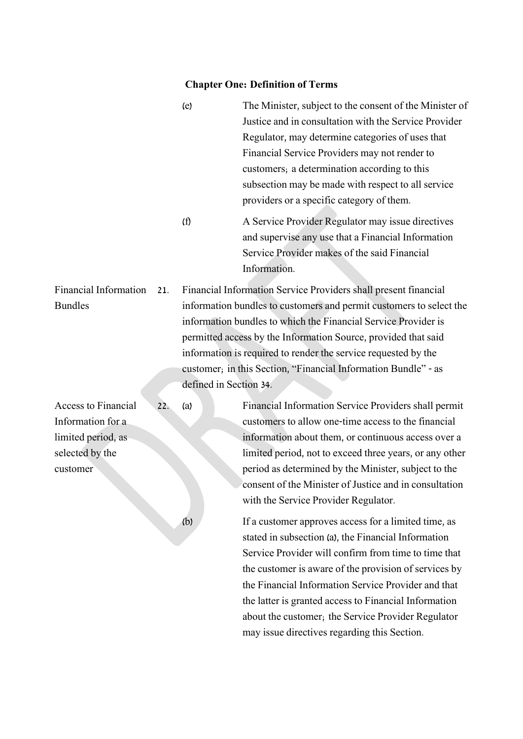**Chapter One: Definition of Terms**

(e) The Minister, subject to the consent of the Minister of Justice and in consultation with the Service Provider Regulator, may determine categories of uses that Financial Service Providers may not render to customers; a determination according to this subsection may be made with respect to all service providers or a specific category of them.

(f) A Service Provider Regulator may issue directives and supervise any use that a Financial Information Service Provider makes of the said Financial Information.

**Financial Information Bundles**

21. Financial Information Service Providers shall present financial information bundles to customers and permit customers to select the information bundles to which the Financial Service Provider is permitted access by the Information Source, provided that said information is required to render the service requested by the customer; in this Section, "Financial Information Bundle" - as defined in Section 34.

**Access to Financial Information for a limited period, as selected by the customer**

22. (a) Financial Information Service Providers shall permit customers to allow one-time access to the financial information about them, or continuous access over a limited period, not to exceed three years, or any other period as determined by the Minister, subject to the consent of the Minister of Justice and in consultation with the Service Provider Regulator.

(b) If a customer approves access for a limited time, as stated in subsection (a), the Financial Information Service Provider will confirm from time to time that the customer is aware of the provision of services by the Financial Information Service Provider and that the latter is granted access to Financial Information about the customer; the Service Provider Regulator may issue directives regarding this Section.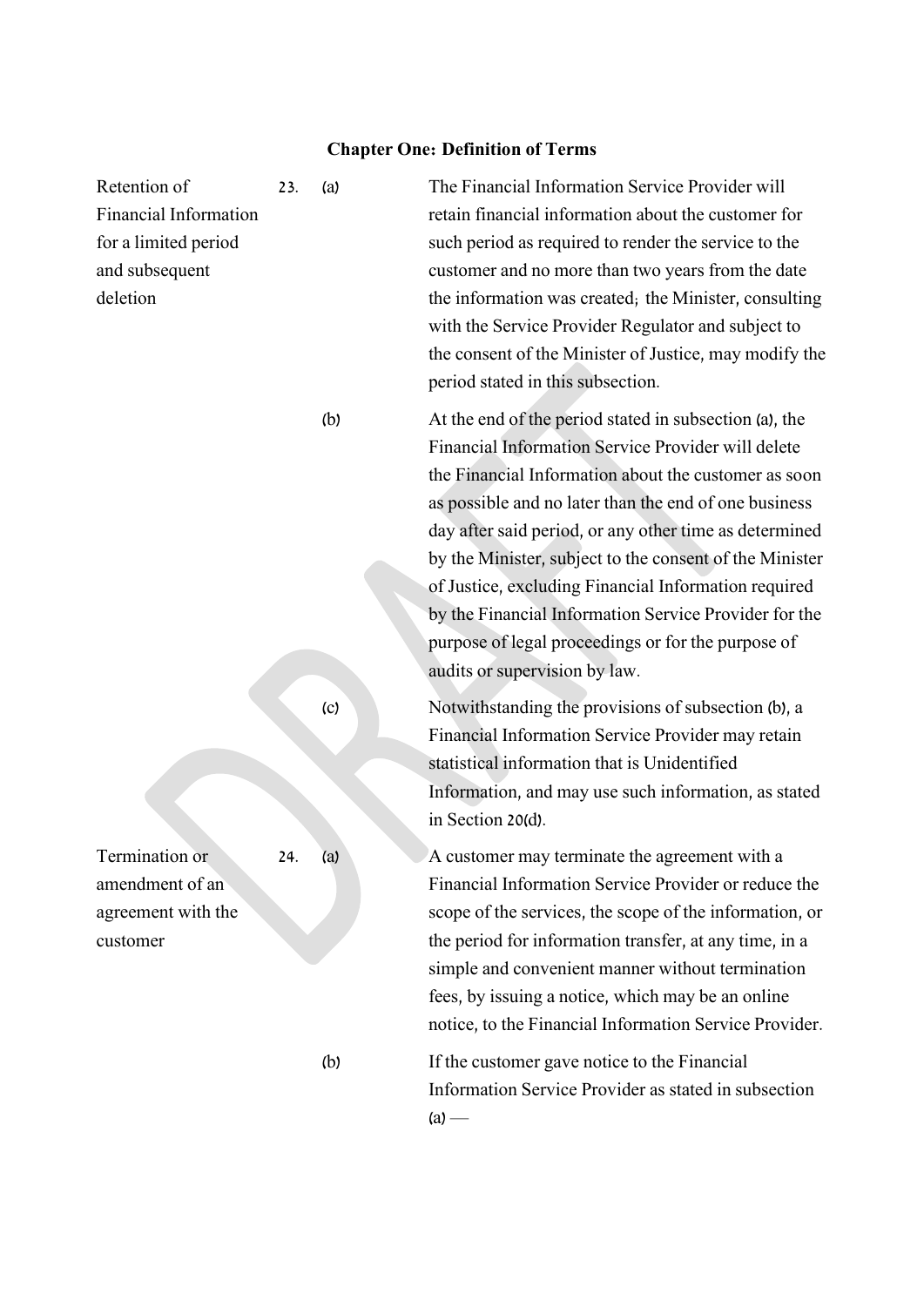**Chapter One: Definition of Terms**

**Retention of Financial Information for a limited period and subsequent deletion**

23\. (a) The Financial Information Service Provider will retain financial information about the customer for such period as required to render the service to the customer and no more than two years from the date the information was created; the Minister, consulting with the Service Provider Regulator and subject to the consent of the Minister of Justice, may modify the period stated in this subsection.

(b) At the end of the period stated in subsection (a), the Financial Information Service Provider will delete the Financial Information about the customer as soon as possible and no later than the end of one business day after said period, or any other time as determined by the Minister, subject to the consent of the Minister of Justice, excluding Financial Information required by the Financial Information Service Provider for the purpose of legal proceedings or for the purpose of audits or supervision by law.

(c) Notwithstanding the provisions of subsection (b), a Financial Information Service Provider may retain statistical information that is Unidentified Information, and may use such information, as stated in Section 20(d).

**Termination or amendment of an agreement with the customer**

24\. (a) A customer may terminate the agreement with a Financial Information Service Provider or reduce the scope of the services, the scope of the information, or the period for information transfer, at any time, in a simple and convenient manner without termination fees, by issuing a notice, which may be an online notice, to the Financial Information Service Provider.

(b) If the customer gave notice to the Financial Information Service Provider as stated in subsection (a) —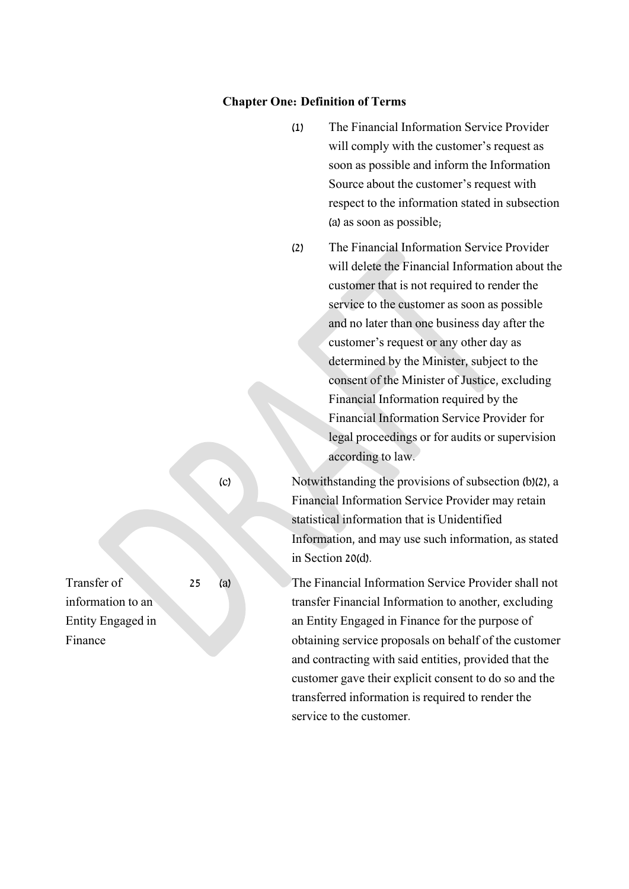**Chapter One: Definition of Terms**

(1) The Financial Information Service Provider will comply with the customer's request as soon as possible and inform the Information Source about the customer's request with respect to the information stated in subsection (a) as soon as possible;

(2) The Financial Information Service Provider will delete the Financial Information about the customer that is not required to render the service to the customer as soon as possible and no later than one business day after the customer's request or any other day as determined by the Minister, subject to the consent of the Minister of Justice, excluding Financial Information required by the Financial Information Service Provider for legal proceedings or for audits or supervision according to law.

(c) Notwithstanding the provisions of subsection (b)(2), a Financial Information Service Provider may retain statistical information that is Unidentified Information, and may use such information, as stated in Section 20(d).

Transfer of information to an Entity Engaged in Finance

25 (a) The Financial Information Service Provider shall not transfer Financial Information to another, excluding an Entity Engaged in Finance for the purpose of obtaining service proposals on behalf of the customer and contracting with said entities, provided that the customer gave their explicit consent to do so and the transferred information is required to render the service to the customer.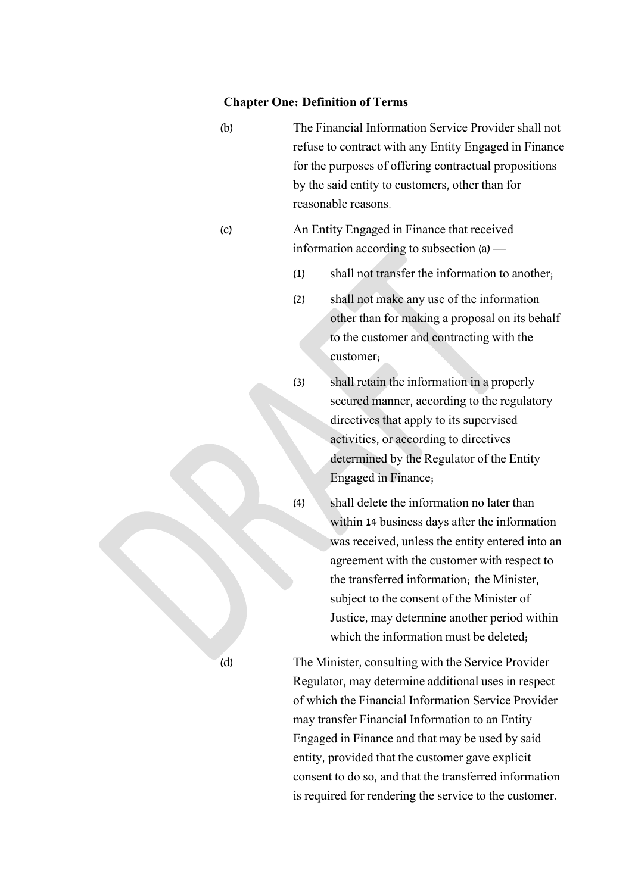**Chapter One: Definition of Terms**

(b) The Financial Information Service Provider shall not refuse to contract with any Entity Engaged in Finance for the purposes of offering contractual propositions by the said entity to customers, other than for reasonable reasons.

(c) An Entity Engaged in Finance that received information according to subsection (a) —

(1) shall not transfer the information to another;

(2) shall not make any use of the information other than for making a proposal on its behalf to the customer and contracting with the customer;

(3) shall retain the information in a properly secured manner, according to the regulatory directives that apply to its supervised activities, or according to directives determined by the Regulator of the Entity Engaged in Finance;

(4) shall delete the information no later than within 14 business days after the information was received, unless the entity entered into an agreement with the customer with respect to the transferred information; the Minister, subject to the consent of the Minister of Justice, may determine another period within which the information must be deleted;

(d) The Minister, consulting with the Service Provider Regulator, may determine additional uses in respect of which the Financial Information Service Provider may transfer Financial Information to an Entity Engaged in Finance and that may be used by said entity, provided that the customer gave explicit consent to do so, and that the transferred information is required for rendering the service to the customer.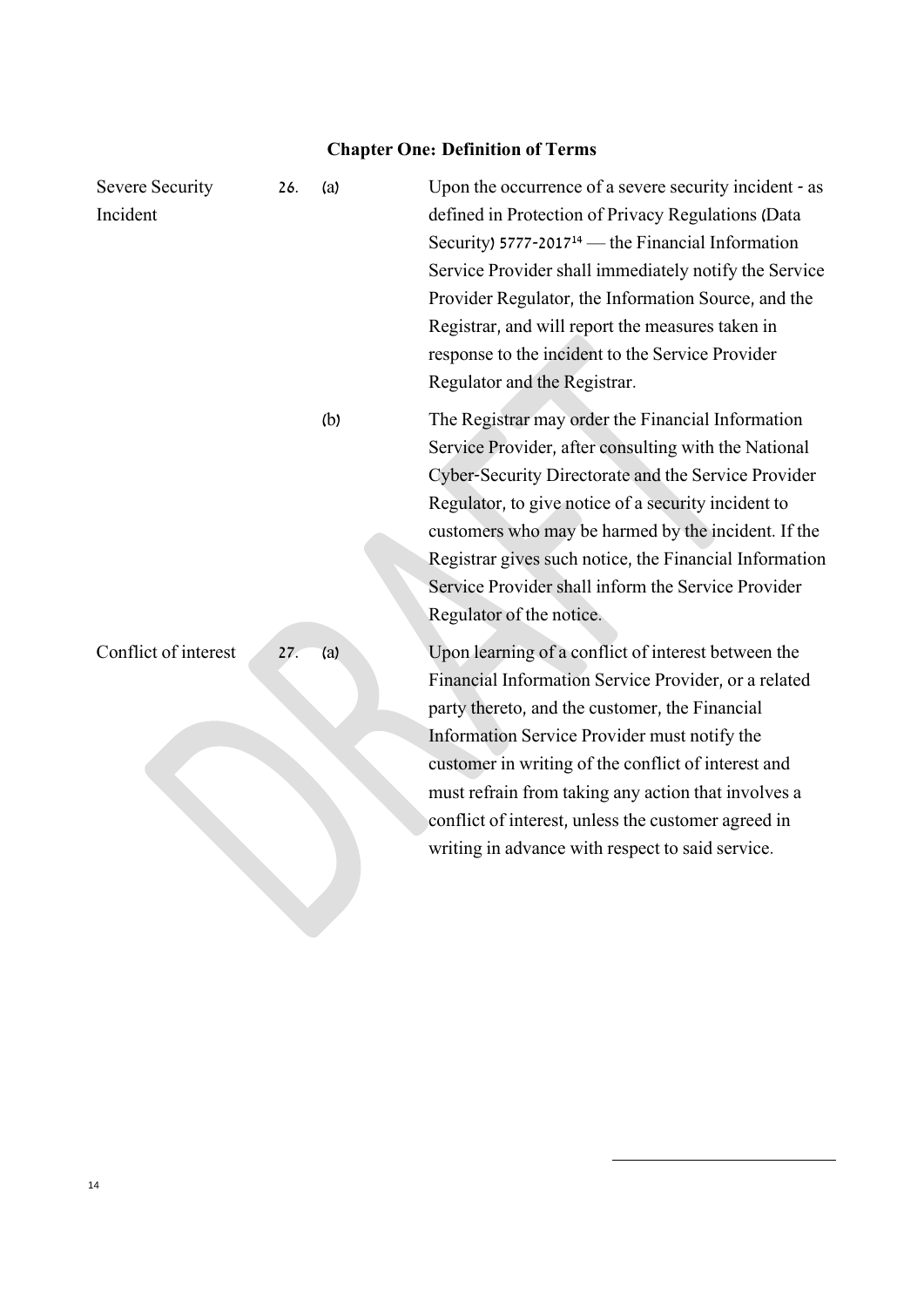## Chapter One: Definition of Terms

**Severe Security Incident**

26. (a) Upon the occurrence of a severe security incident - as defined in Protection of Privacy Regulations (Data Security) 5777-2017[14] — the Financial Information Service Provider shall immediately notify the Service Provider Regulator, the Information Source, and the Registrar, and will report the measures taken in response to the incident to the Service Provider Regulator and the Registrar.

    (b) The Registrar may order the Financial Information Service Provider, after consulting with the National Cyber-Security Directorate and the Service Provider Regulator, to give notice of a security incident to customers who may be harmed by the incident. If the Registrar gives such notice, the Financial Information Service Provider shall inform the Service Provider Regulator of the notice.

**Conflict of interest**

27. (a) Upon learning of a conflict of interest between the Financial Information Service Provider, or a related party thereto, and the customer, the Financial Information Service Provider must notify the customer in writing of the conflict of interest and must refrain from taking any action that involves a conflict of interest, unless the customer agreed in writing in advance with respect to said service.

---

[14]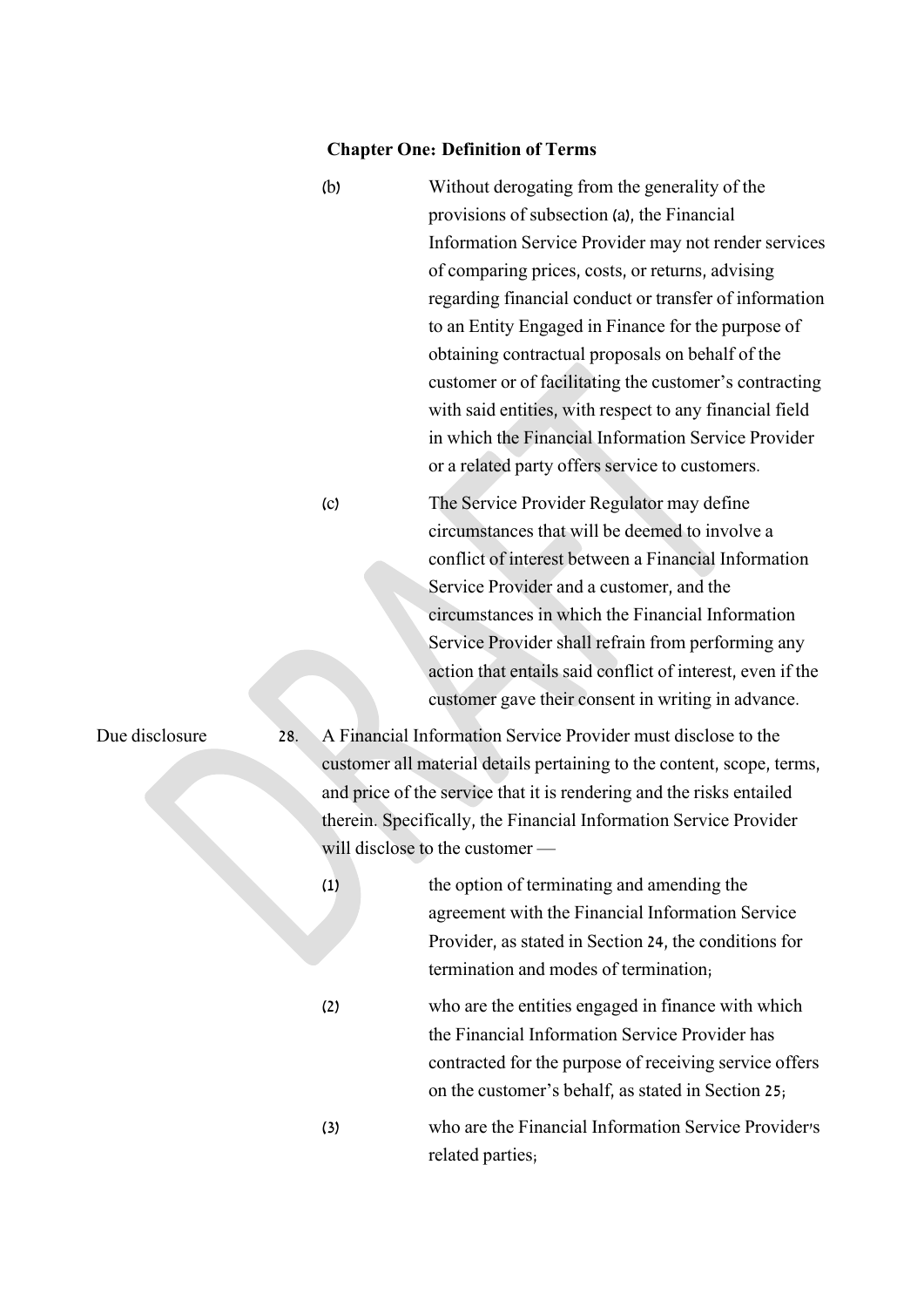**Chapter One: Definition of Terms**

(b) Without derogating from the generality of the provisions of subsection (a), the Financial Information Service Provider may not render services of comparing prices, costs, or returns, advising regarding financial conduct or transfer of information to an Entity Engaged in Finance for the purpose of obtaining contractual proposals on behalf of the customer or of facilitating the customer's contracting with said entities, with respect to any financial field in which the Financial Information Service Provider or a related party offers service to customers.

(c) The Service Provider Regulator may define circumstances that will be deemed to involve a conflict of interest between a Financial Information Service Provider and a customer, and the circumstances in which the Financial Information Service Provider shall refrain from performing any action that entails said conflict of interest, even if the customer gave their consent in writing in advance.

Due disclosure

28. A Financial Information Service Provider must disclose to the customer all material details pertaining to the content, scope, terms, and price of the service that it is rendering and the risks entailed therein. Specifically, the Financial Information Service Provider will disclose to the customer —

(1) the option of terminating and amending the agreement with the Financial Information Service Provider, as stated in Section 24, the conditions for termination and modes of termination;

(2) who are the entities engaged in finance with which the Financial Information Service Provider has contracted for the purpose of receiving service offers on the customer's behalf, as stated in Section 25;

(3) who are the Financial Information Service Provider's related parties;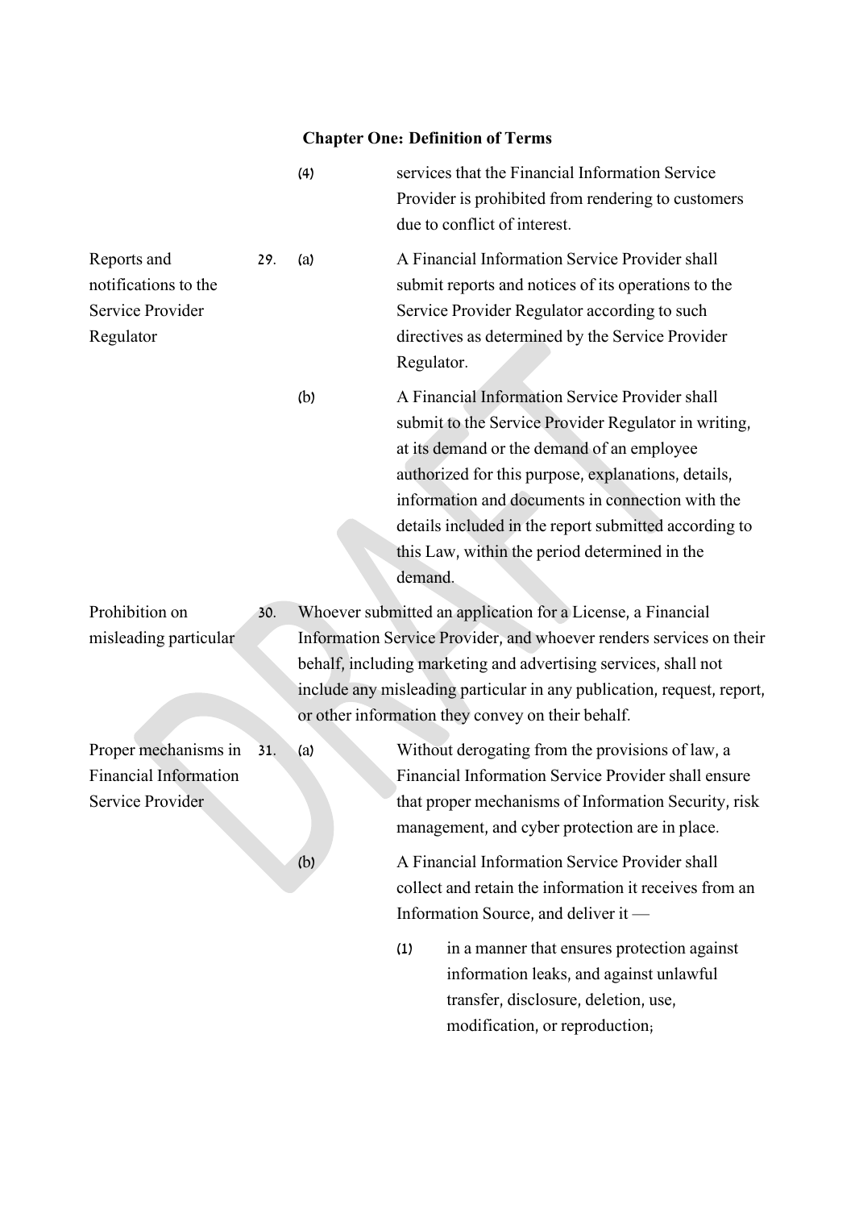**Chapter One: Definition of Terms**

(4) services that the Financial Information Service Provider is prohibited from rendering to customers due to conflict of interest.

**Reports and notifications to the Service Provider Regulator**

29. (a) A Financial Information Service Provider shall submit reports and notices of its operations to the Service Provider Regulator according to such directives as determined by the Service Provider Regulator.

(b) A Financial Information Service Provider shall submit to the Service Provider Regulator in writing, at its demand or the demand of an employee authorized for this purpose, explanations, details, information and documents in connection with the details included in the report submitted according to this Law, within the period determined in the demand.

**Prohibition on misleading particular**

30. Whoever submitted an application for a License, a Financial Information Service Provider, and whoever renders services on their behalf, including marketing and advertising services, shall not include any misleading particular in any publication, request, report, or other information they convey on their behalf.

**Proper mechanisms in Financial Information Service Provider**

31. (a) Without derogating from the provisions of law, a Financial Information Service Provider shall ensure that proper mechanisms of Information Security, risk management, and cyber protection are in place.

(b) A Financial Information Service Provider shall collect and retain the information it receives from an Information Source, and deliver it —

(1) in a manner that ensures protection against information leaks, and against unlawful transfer, disclosure, deletion, use, modification, or reproduction;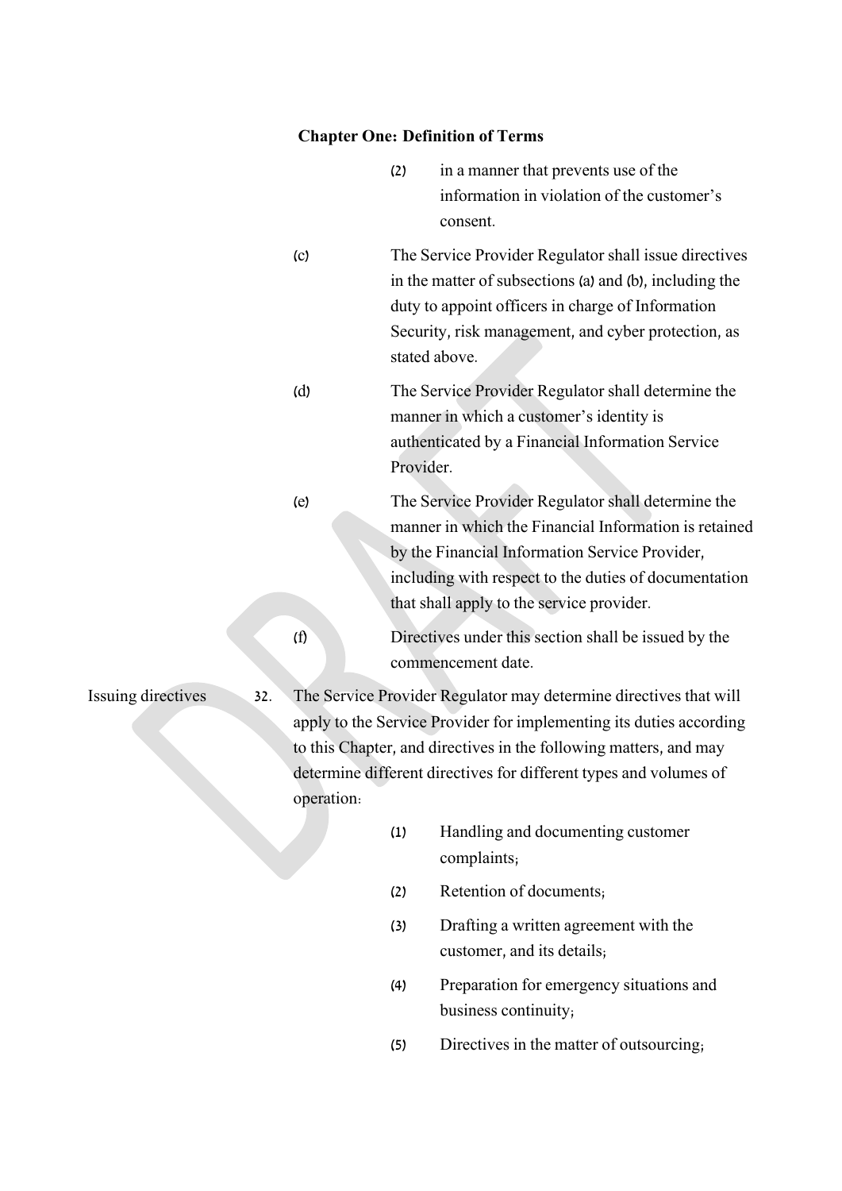**Chapter One: Definition of Terms**

(2) in a manner that prevents use of the information in violation of the customer's consent.

(c) The Service Provider Regulator shall issue directives in the matter of subsections (a) and (b), including the duty to appoint officers in charge of Information Security, risk management, and cyber protection, as stated above.

(d) The Service Provider Regulator shall determine the manner in which a customer's identity is authenticated by a Financial Information Service Provider.

(e) The Service Provider Regulator shall determine the manner in which the Financial Information is retained by the Financial Information Service Provider, including with respect to the duties of documentation that shall apply to the service provider.

(f) Directives under this section shall be issued by the commencement date.

Issuing directives

32. The Service Provider Regulator may determine directives that will apply to the Service Provider for implementing its duties according to this Chapter, and directives in the following matters, and may determine different directives for different types and volumes of operation:

(1) Handling and documenting customer complaints;

(2) Retention of documents;

(3) Drafting a written agreement with the customer, and its details;

(4) Preparation for emergency situations and business continuity;

(5) Directives in the matter of outsourcing;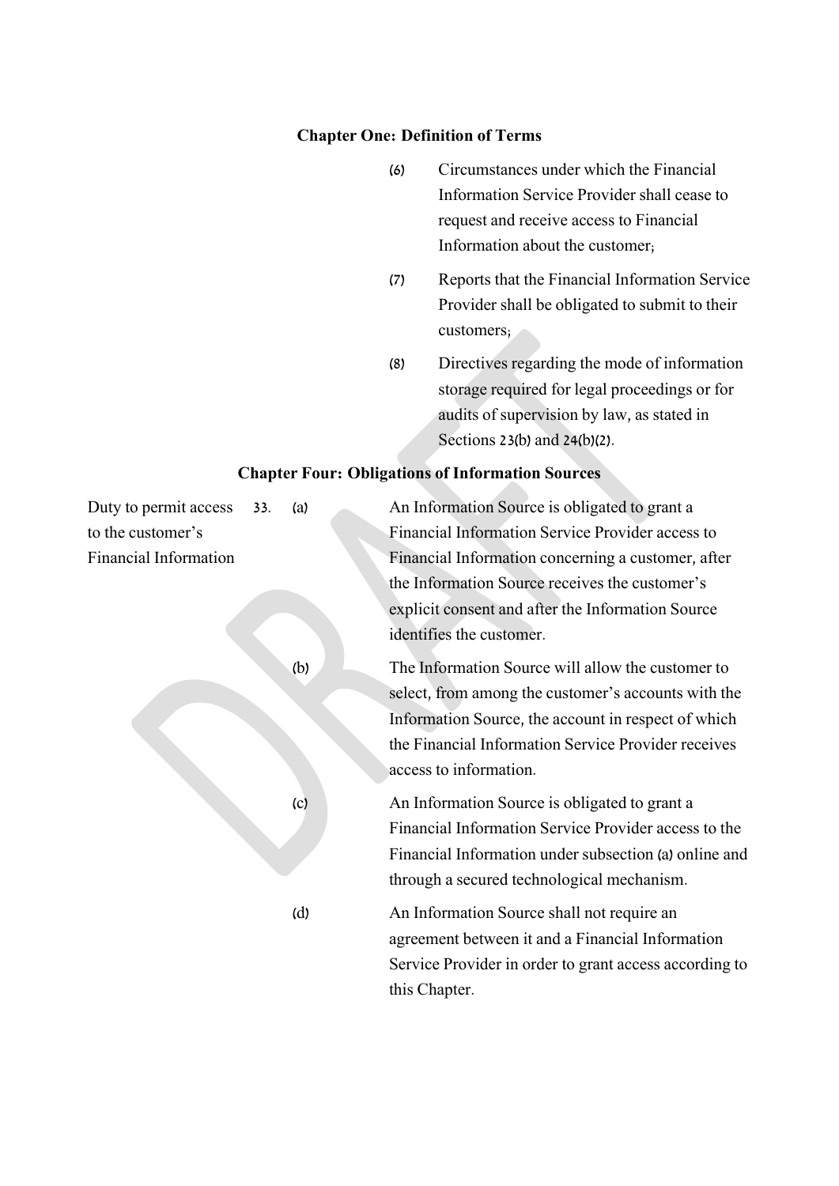### Chapter One: Definition of Terms

(6) Circumstances under which the Financial Information Service Provider shall cease to request and receive access to Financial Information about the customer;

(7) Reports that the Financial Information Service Provider shall be obligated to submit to their customers;

(8) Directives regarding the mode of information storage required for legal proceedings or for audits of supervision by law, as stated in Sections 23(b) and 24(b)(2).

### Chapter Four: Obligations of Information Sources

**Duty to permit access to the customer's Financial Information**

33. (a) An Information Source is obligated to grant a Financial Information Service Provider access to Financial Information concerning a customer, after the Information Source receives the customer's explicit consent and after the Information Source identifies the customer.

(b) The Information Source will allow the customer to select, from among the customer's accounts with the Information Source, the account in respect of which the Financial Information Service Provider receives access to information.

(c) An Information Source is obligated to grant a Financial Information Service Provider access to the Financial Information under subsection (a) online and through a secured technological mechanism.

(d) An Information Source shall not require an agreement between it and a Financial Information Service Provider in order to grant access according to this Chapter.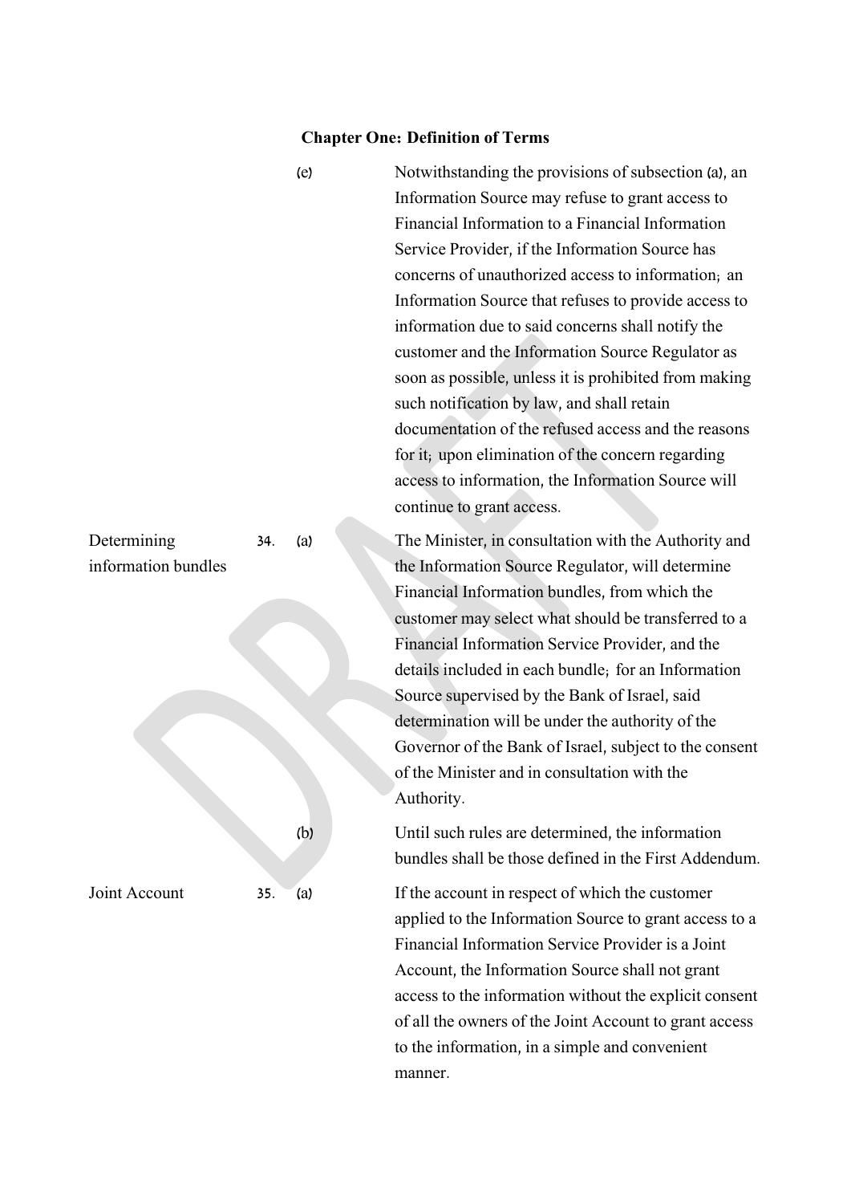## Chapter One: Definition of Terms

(e) Notwithstanding the provisions of subsection (a), an Information Source may refuse to grant access to Financial Information to a Financial Information Service Provider, if the Information Source has concerns of unauthorized access to information; an Information Source that refuses to provide access to information due to said concerns shall notify the customer and the Information Source Regulator as soon as possible, unless it is prohibited from making such notification by law, and shall retain documentation of the refused access and the reasons for it; upon elimination of the concern regarding access to information, the Information Source will continue to grant access.

**Determining information bundles**

34. (a) The Minister, in consultation with the Authority and the Information Source Regulator, will determine Financial Information bundles, from which the customer may select what should be transferred to a Financial Information Service Provider, and the details included in each bundle; for an Information Source supervised by the Bank of Israel, said determination will be under the authority of the Governor of the Bank of Israel, subject to the consent of the Minister and in consultation with the Authority.

(b) Until such rules are determined, the information bundles shall be those defined in the First Addendum.

**Joint Account**

35. (a) If the account in respect of which the customer applied to the Information Source to grant access to a Financial Information Service Provider is a Joint Account, the Information Source shall not grant access to the information without the explicit consent of all the owners of the Joint Account to grant access to the information, in a simple and convenient manner.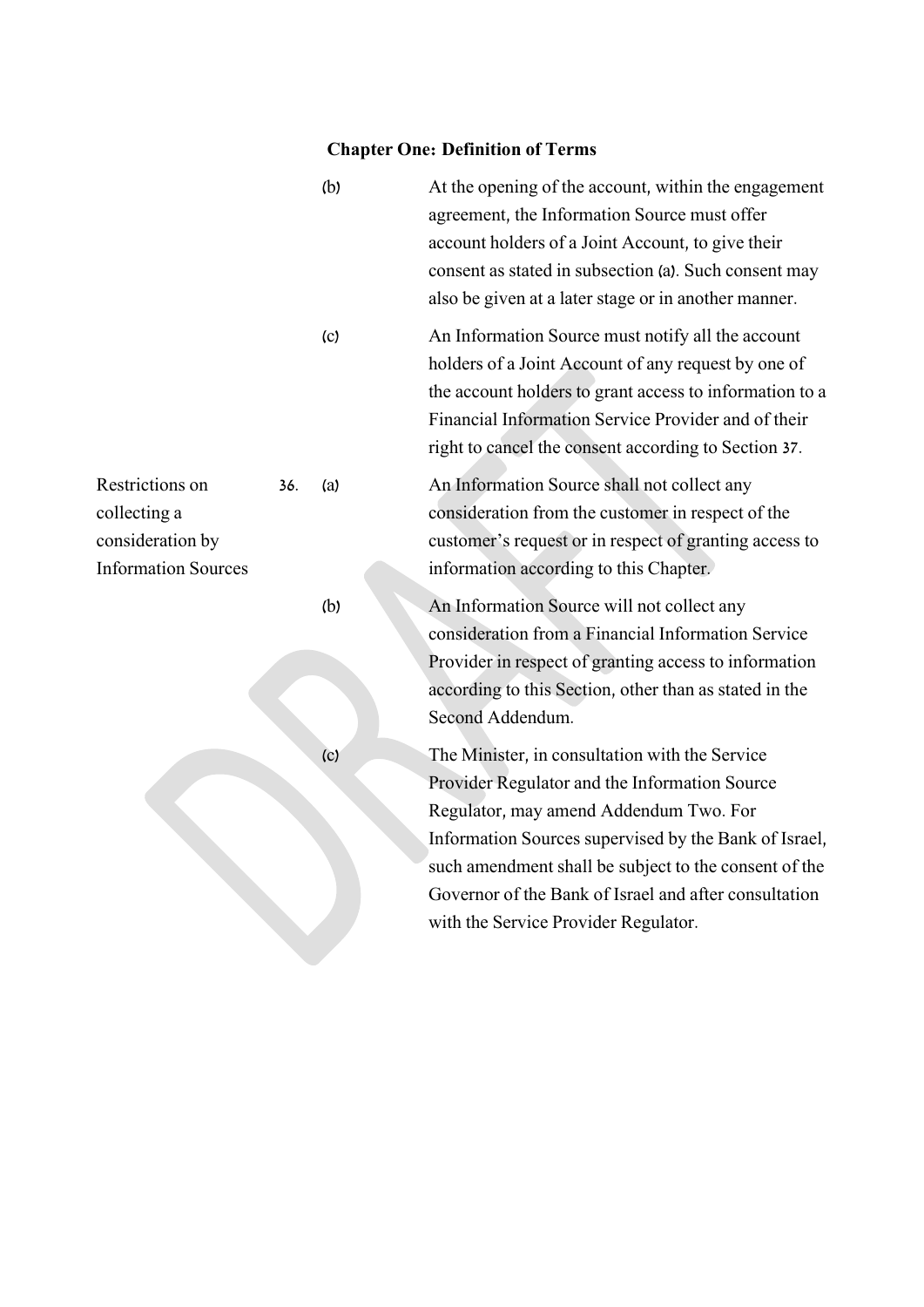## Chapter One: Definition of Terms

(b) At the opening of the account, within the engagement agreement, the Information Source must offer account holders of a Joint Account, to give their consent as stated in subsection (a). Such consent may also be given at a later stage or in another manner.

(c) An Information Source must notify all the account holders of a Joint Account of any request by one of the account holders to grant access to information to a Financial Information Service Provider and of their right to cancel the consent according to Section 37.

**Restrictions on collecting a consideration by Information Sources**

36. (a) An Information Source shall not collect any consideration from the customer in respect of the customer's request or in respect of granting access to information according to this Chapter.

(b) An Information Source will not collect any consideration from a Financial Information Service Provider in respect of granting access to information according to this Section, other than as stated in the Second Addendum.

(c) The Minister, in consultation with the Service Provider Regulator and the Information Source Regulator, may amend Addendum Two. For Information Sources supervised by the Bank of Israel, such amendment shall be subject to the consent of the Governor of the Bank of Israel and after consultation with the Service Provider Regulator.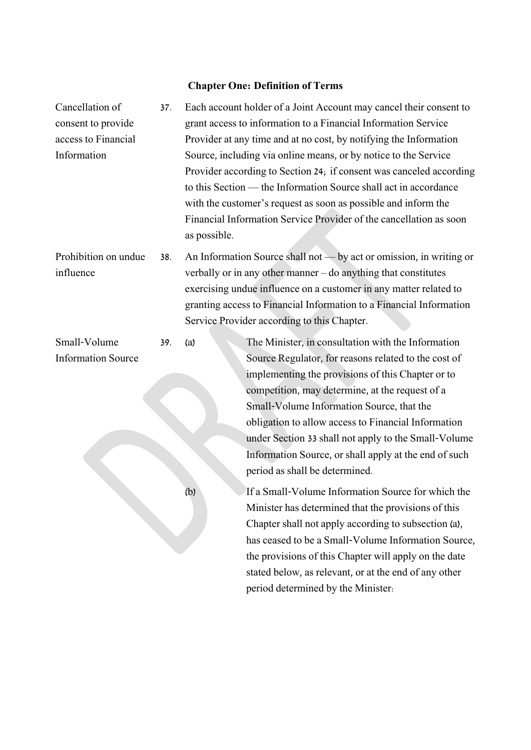## Chapter One: Definition of Terms

**Cancellation of consent to provide access to Financial Information**

37. Each account holder of a Joint Account may cancel their consent to grant access to information to a Financial Information Service Provider at any time and at no cost, by notifying the Information Source, including via online means, or by notice to the Service Provider according to Section 24; if consent was canceled according to this Section — the Information Source shall act in accordance with the customer's request as soon as possible and inform the Financial Information Service Provider of the cancellation as soon as possible.

**Prohibition on undue influence**

38. An Information Source shall not — by act or omission, in writing or verbally or in any other manner – do anything that constitutes exercising undue influence on a customer in any matter related to granting access to Financial Information to a Financial Information Service Provider according to this Chapter.

**Small-Volume Information Source**

39. (a) The Minister, in consultation with the Information Source Regulator, for reasons related to the cost of implementing the provisions of this Chapter or to competition, may determine, at the request of a Small-Volume Information Source, that the obligation to allow access to Financial Information under Section 33 shall not apply to the Small-Volume Information Source, or shall apply at the end of such period as shall be determined.

(b) If a Small-Volume Information Source for which the Minister has determined that the provisions of this Chapter shall not apply according to subsection (a), has ceased to be a Small-Volume Information Source, the provisions of this Chapter will apply on the date stated below, as relevant, or at the end of any other period determined by the Minister: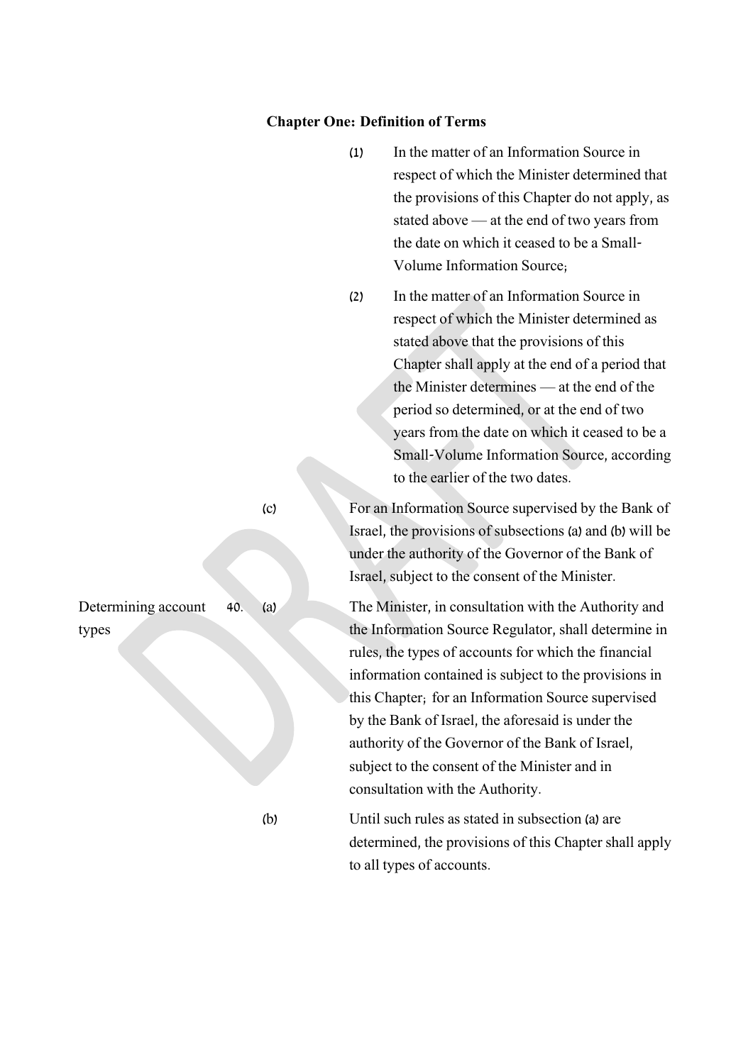**Chapter One: Definition of Terms**

(1) In the matter of an Information Source in respect of which the Minister determined that the provisions of this Chapter do not apply, as stated above — at the end of two years from the date on which it ceased to be a Small-Volume Information Source;

(2) In the matter of an Information Source in respect of which the Minister determined as stated above that the provisions of this Chapter shall apply at the end of a period that the Minister determines — at the end of the period so determined, or at the end of two years from the date on which it ceased to be a Small-Volume Information Source, according to the earlier of the two dates.

(c) For an Information Source supervised by the Bank of Israel, the provisions of subsections (a) and (b) will be under the authority of the Governor of the Bank of Israel, subject to the consent of the Minister.

Determining account types

40. (a) The Minister, in consultation with the Authority and the Information Source Regulator, shall determine in rules, the types of accounts for which the financial information contained is subject to the provisions in this Chapter; for an Information Source supervised by the Bank of Israel, the aforesaid is under the authority of the Governor of the Bank of Israel, subject to the consent of the Minister and in consultation with the Authority.

(b) Until such rules as stated in subsection (a) are determined, the provisions of this Chapter shall apply to all types of accounts.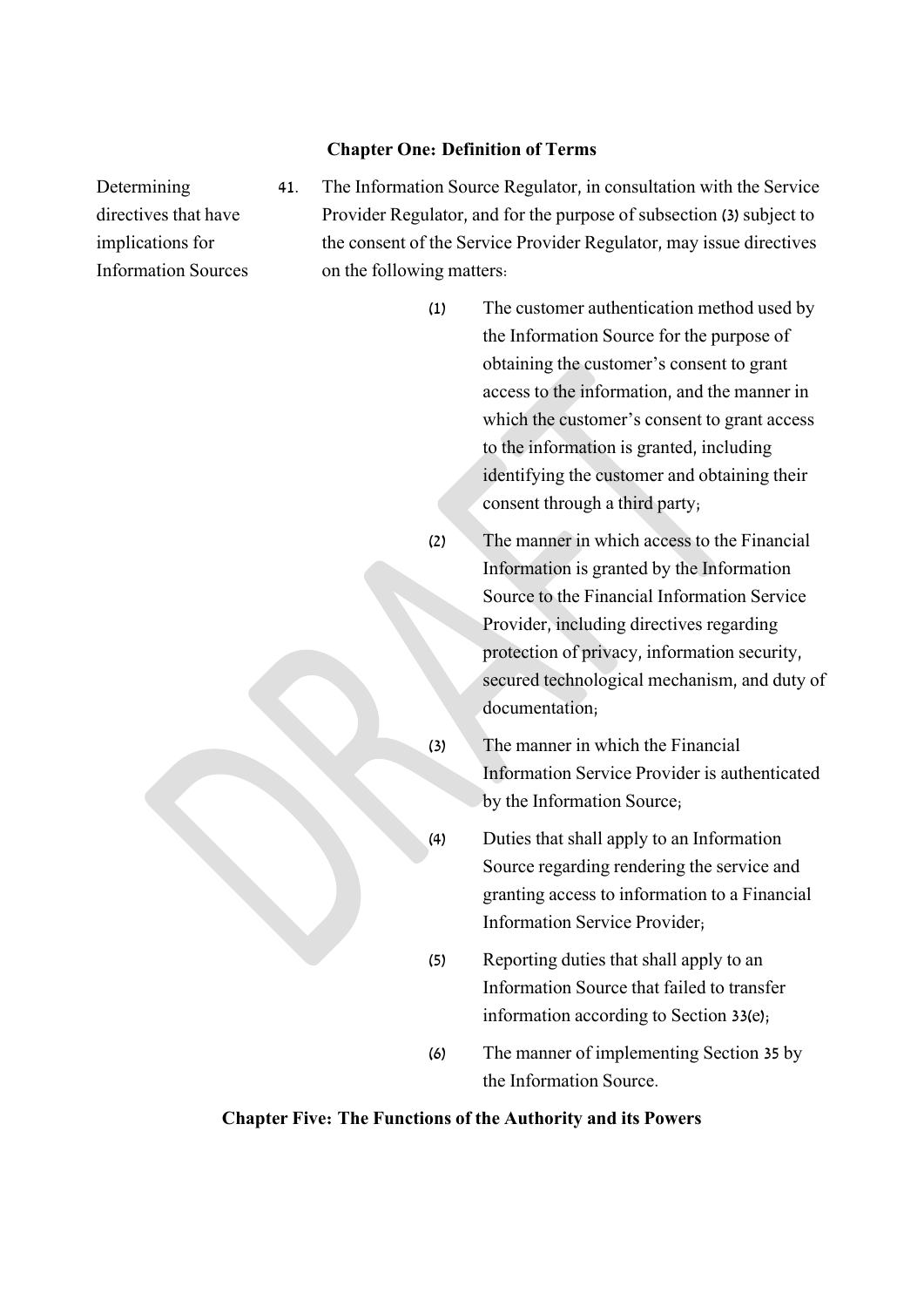**Chapter One: Definition of Terms**

Determining directives that have implications for Information Sources

41. The Information Source Regulator, in consultation with the Service Provider Regulator, and for the purpose of subsection (3) subject to the consent of the Service Provider Regulator, may issue directives on the following matters:

(1) The customer authentication method used by the Information Source for the purpose of obtaining the customer's consent to grant access to the information, and the manner in which the customer's consent to grant access to the information is granted, including identifying the customer and obtaining their consent through a third party;

(2) The manner in which access to the Financial Information is granted by the Information Source to the Financial Information Service Provider, including directives regarding protection of privacy, information security, secured technological mechanism, and duty of documentation;

(3) The manner in which the Financial Information Service Provider is authenticated by the Information Source;

(4) Duties that shall apply to an Information Source regarding rendering the service and granting access to information to a Financial Information Service Provider;

(5) Reporting duties that shall apply to an Information Source that failed to transfer information according to Section 33(e);

(6) The manner of implementing Section 35 by the Information Source.

**Chapter Five: The Functions of the Authority and its Powers**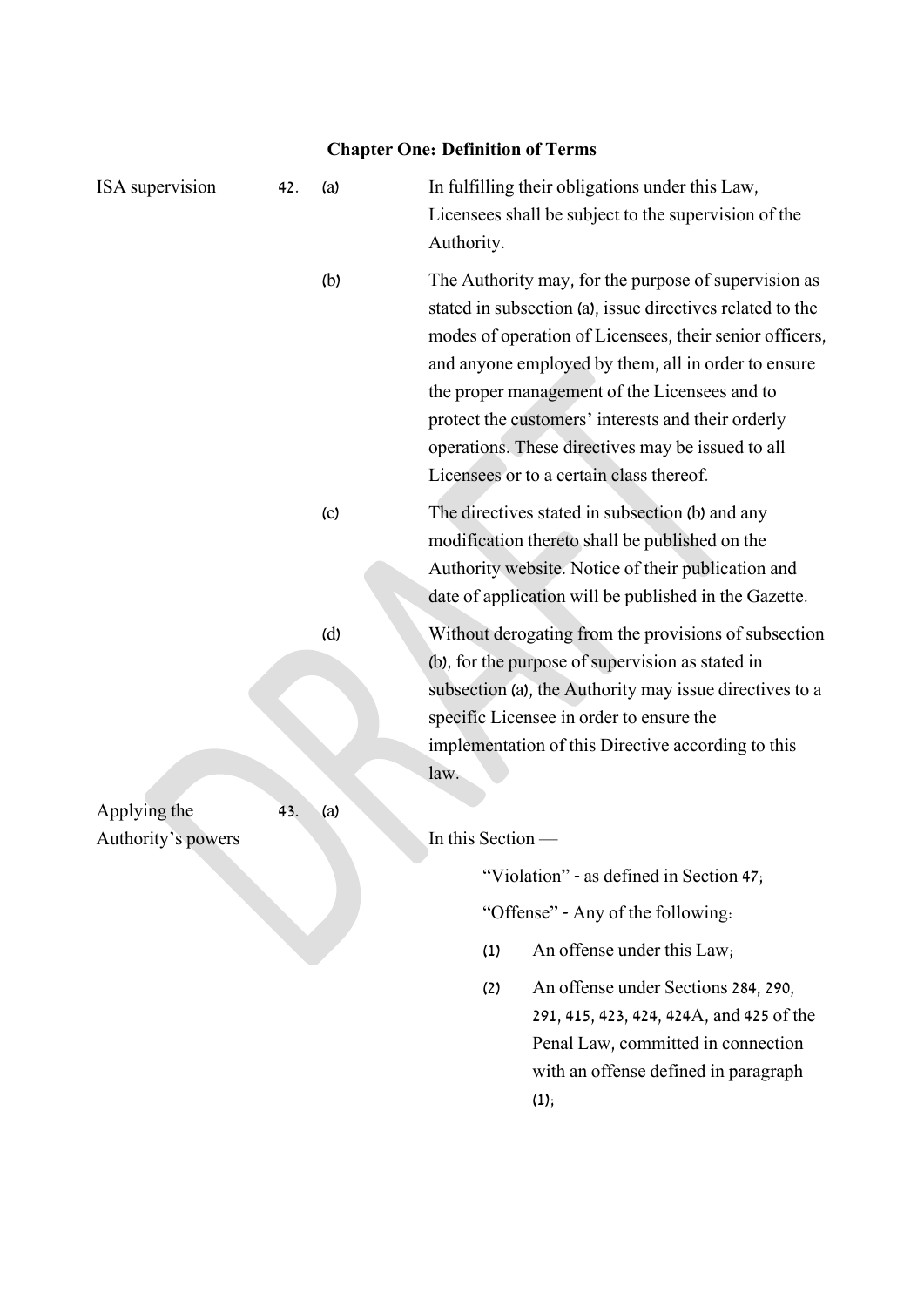## Chapter One: Definition of Terms

**ISA supervision**

42. (a) In fulfilling their obligations under this Law, Licensees shall be subject to the supervision of the Authority.

(b) The Authority may, for the purpose of supervision as stated in subsection (a), issue directives related to the modes of operation of Licensees, their senior officers, and anyone employed by them, all in order to ensure the proper management of the Licensees and to protect the customers' interests and their orderly operations. These directives may be issued to all Licensees or to a certain class thereof.

(c) The directives stated in subsection (b) and any modification thereto shall be published on the Authority website. Notice of their publication and date of application will be published in the Gazette.

(d) Without derogating from the provisions of subsection (b), for the purpose of supervision as stated in subsection (a), the Authority may issue directives to a specific Licensee in order to ensure the implementation of this Directive according to this law.

**Applying the Authority's powers**

43. (a) In this Section —

"Violation" - as defined in Section 47;

"Offense" - Any of the following:

(1) An offense under this Law;

(2) An offense under Sections 284, 290, 291, 415, 423, 424, 424A, and 425 of the Penal Law, committed in connection with an offense defined in paragraph (1);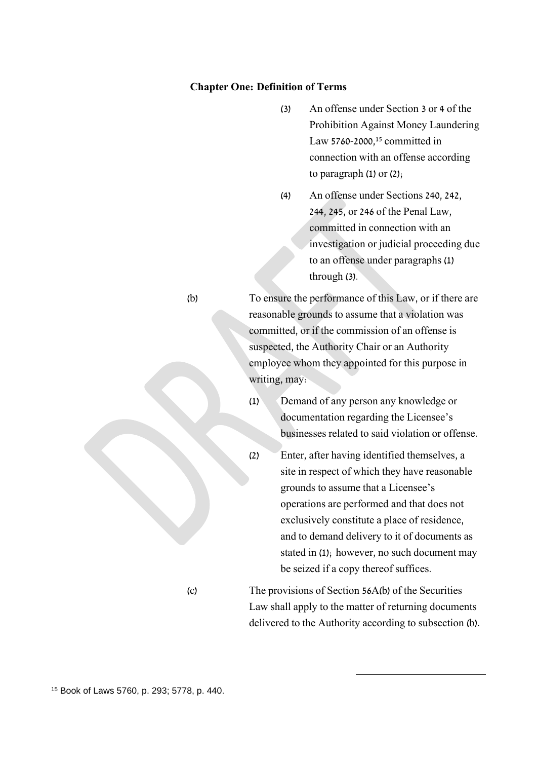**Chapter One: Definition of Terms**

(3) An offense under Section 3 or 4 of the Prohibition Against Money Laundering Law 5760-2000,[15] committed in connection with an offense according to paragraph (1) or (2);

(4) An offense under Sections 240, 242, 244, 245, or 246 of the Penal Law, committed in connection with an investigation or judicial proceeding due to an offense under paragraphs (1) through (3).

(b) To ensure the performance of this Law, or if there are reasonable grounds to assume that a violation was committed, or if the commission of an offense is suspected, the Authority Chair or an Authority employee whom they appointed for this purpose in writing, may:

(1) Demand of any person any knowledge or documentation regarding the Licensee's businesses related to said violation or offense.

(2) Enter, after having identified themselves, a site in respect of which they have reasonable grounds to assume that a Licensee's operations are performed and that does not exclusively constitute a place of residence, and to demand delivery to it of documents as stated in (1); however, no such document may be seized if a copy thereof suffices.

(c) The provisions of Section 56A(b) of the Securities Law shall apply to the matter of returning documents delivered to the Authority according to subsection (b).

---

[15] Book of Laws 5760, p. 293; 5778, p. 440.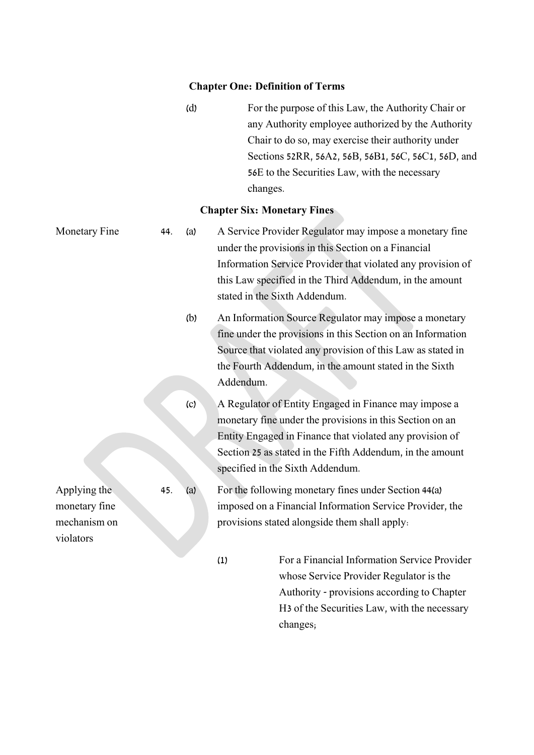### Chapter One: Definition of Terms

(d) For the purpose of this Law, the Authority Chair or any Authority employee authorized by the Authority Chair to do so, may exercise their authority under Sections 52RR, 56A2, 56B, 56B1, 56C, 56C1, 56D, and 56E to the Securities Law, with the necessary changes.

### Chapter Six: Monetary Fines

**Monetary Fine**

44. (a) A Service Provider Regulator may impose a monetary fine under the provisions in this Section on a Financial Information Service Provider that violated any provision of this Law specified in the Third Addendum, in the amount stated in the Sixth Addendum.

(b) An Information Source Regulator may impose a monetary fine under the provisions in this Section on an Information Source that violated any provision of this Law as stated in the Fourth Addendum, in the amount stated in the Sixth Addendum.

(c) A Regulator of Entity Engaged in Finance may impose a monetary fine under the provisions in this Section on an Entity Engaged in Finance that violated any provision of Section 25 as stated in the Fifth Addendum, in the amount specified in the Sixth Addendum.

**Applying the monetary fine mechanism on violators**

45. (a) For the following monetary fines under Section 44(a) imposed on a Financial Information Service Provider, the provisions stated alongside them shall apply:

(1) For a Financial Information Service Provider whose Service Provider Regulator is the Authority - provisions according to Chapter H3 of the Securities Law, with the necessary changes;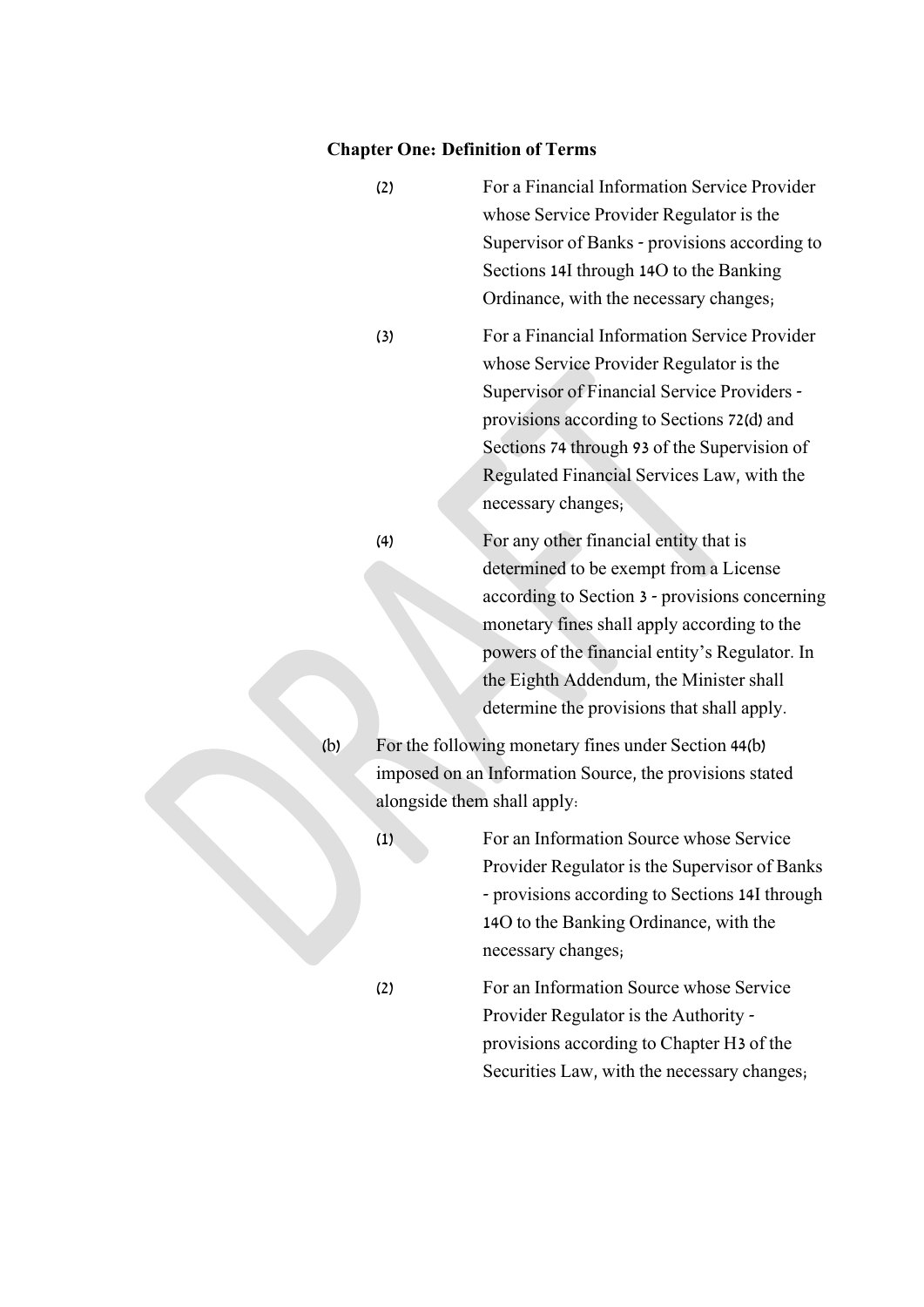**Chapter One: Definition of Terms**

(2) For a Financial Information Service Provider whose Service Provider Regulator is the Supervisor of Banks - provisions according to Sections 14I through 14O to the Banking Ordinance, with the necessary changes;

(3) For a Financial Information Service Provider whose Service Provider Regulator is the Supervisor of Financial Service Providers - provisions according to Sections 72(d) and Sections 74 through 93 of the Supervision of Regulated Financial Services Law, with the necessary changes;

(4) For any other financial entity that is determined to be exempt from a License according to Section 3 - provisions concerning monetary fines shall apply according to the powers of the financial entity's Regulator. In the Eighth Addendum, the Minister shall determine the provisions that shall apply.

(b) For the following monetary fines under Section 44(b) imposed on an Information Source, the provisions stated alongside them shall apply:

(1) For an Information Source whose Service Provider Regulator is the Supervisor of Banks - provisions according to Sections 14I through 14O to the Banking Ordinance, with the necessary changes;

(2) For an Information Source whose Service Provider Regulator is the Authority - provisions according to Chapter H3 of the Securities Law, with the necessary changes;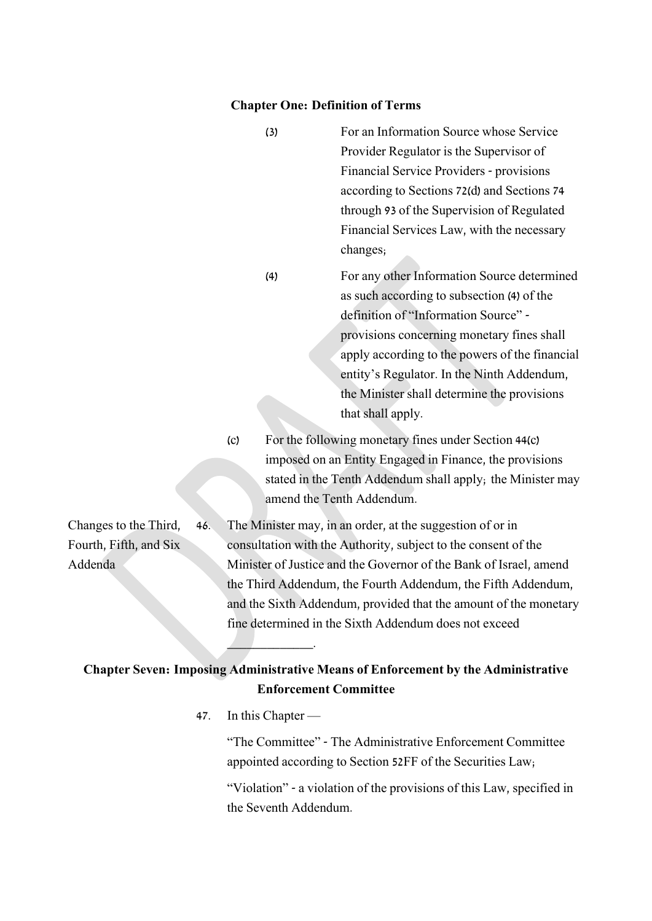**Chapter One: Definition of Terms**

(3) For an Information Source whose Service Provider Regulator is the Supervisor of Financial Service Providers - provisions according to Sections 72(d) and Sections 74 through 93 of the Supervision of Regulated Financial Services Law, with the necessary changes;

(4) For any other Information Source determined as such according to subsection (4) of the definition of "Information Source" - provisions concerning monetary fines shall apply according to the powers of the financial entity's Regulator. In the Ninth Addendum, the Minister shall determine the provisions that shall apply.

(c) For the following monetary fines under Section 44(c) imposed on an Entity Engaged in Finance, the provisions stated in the Tenth Addendum shall apply; the Minister may amend the Tenth Addendum.

Changes to the Third, Fourth, Fifth, and Six Addenda

46. The Minister may, in an order, at the suggestion of or in consultation with the Authority, subject to the consent of the Minister of Justice and the Governor of the Bank of Israel, amend the Third Addendum, the Fourth Addendum, the Fifth Addendum, and the Sixth Addendum, provided that the amount of the monetary fine determined in the Sixth Addendum does not exceed _____________.

## Chapter Seven: Imposing Administrative Means of Enforcement by the Administrative Enforcement Committee

47. In this Chapter —

"The Committee" - The Administrative Enforcement Committee appointed according to Section 52FF of the Securities Law;

"Violation" - a violation of the provisions of this Law, specified in the Seventh Addendum.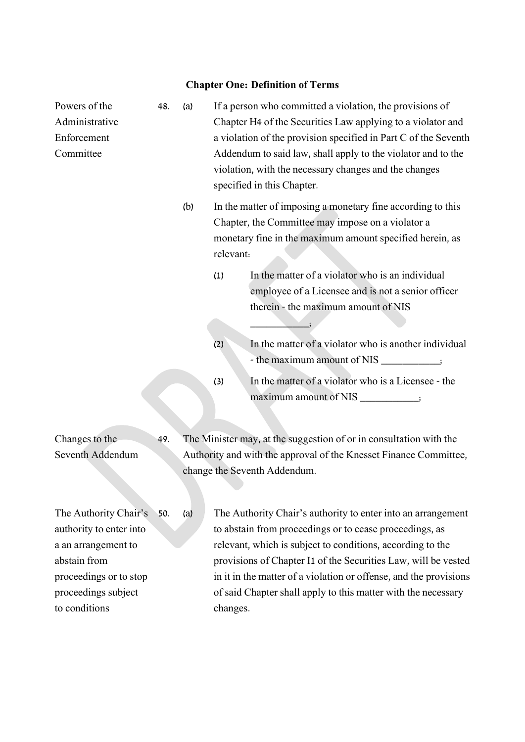**Chapter One: Definition of Terms**

Powers of the Administrative Enforcement Committee

48. (a) If a person who committed a violation, the provisions of Chapter H4 of the Securities Law applying to a violator and a violation of the provision specified in Part C of the Seventh Addendum to said law, shall apply to the violator and to the violation, with the necessary changes and the changes specified in this Chapter.

(b) In the matter of imposing a monetary fine according to this Chapter, the Committee may impose on a violator a monetary fine in the maximum amount specified herein, as relevant:

(1) In the matter of a violator who is an individual employee of a Licensee and is not a senior officer therein - the maximum amount of NIS ___________;

(2) In the matter of a violator who is another individual - the maximum amount of NIS ___________;

(3) In the matter of a violator who is a Licensee - the maximum amount of NIS ___________;

Changes to the Seventh Addendum

49. The Minister may, at the suggestion of or in consultation with the Authority and with the approval of the Knesset Finance Committee, change the Seventh Addendum.

The Authority Chair's authority to enter into a an arrangement to abstain from proceedings or to stop proceedings subject to conditions

50. (a) The Authority Chair's authority to enter into an arrangement to abstain from proceedings or to cease proceedings, as relevant, which is subject to conditions, according to the provisions of Chapter I1 of the Securities Law, will be vested in it in the matter of a violation or offense, and the provisions of said Chapter shall apply to this matter with the necessary changes.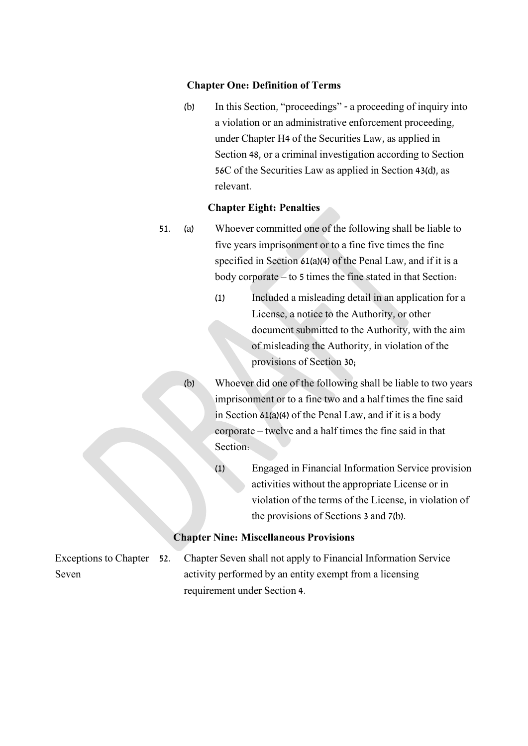### Chapter One: Definition of Terms

(b) In this Section, "proceedings" - a proceeding of inquiry into a violation or an administrative enforcement proceeding, under Chapter H4 of the Securities Law, as applied in Section 48, or a criminal investigation according to Section 56C of the Securities Law as applied in Section 43(d), as relevant.

### Chapter Eight: Penalties

51. (a) Whoever committed one of the following shall be liable to five years imprisonment or to a fine five times the fine specified in Section 61(a)(4) of the Penal Law, and if it is a body corporate – to 5 times the fine stated in that Section:

    (1) Included a misleading detail in an application for a License, a notice to the Authority, or other document submitted to the Authority, with the aim of misleading the Authority, in violation of the provisions of Section 30;

    (b) Whoever did one of the following shall be liable to two years imprisonment or to a fine two and a half times the fine said in Section 61(a)(4) of the Penal Law, and if it is a body corporate – twelve and a half times the fine said in that Section:

    (1) Engaged in Financial Information Service provision activities without the appropriate License or in violation of the terms of the License, in violation of the provisions of Sections 3 and 7(b).

### Chapter Nine: Miscellaneous Provisions

Exceptions to Chapter Seven

52. Chapter Seven shall not apply to Financial Information Service activity performed by an entity exempt from a licensing requirement under Section 4.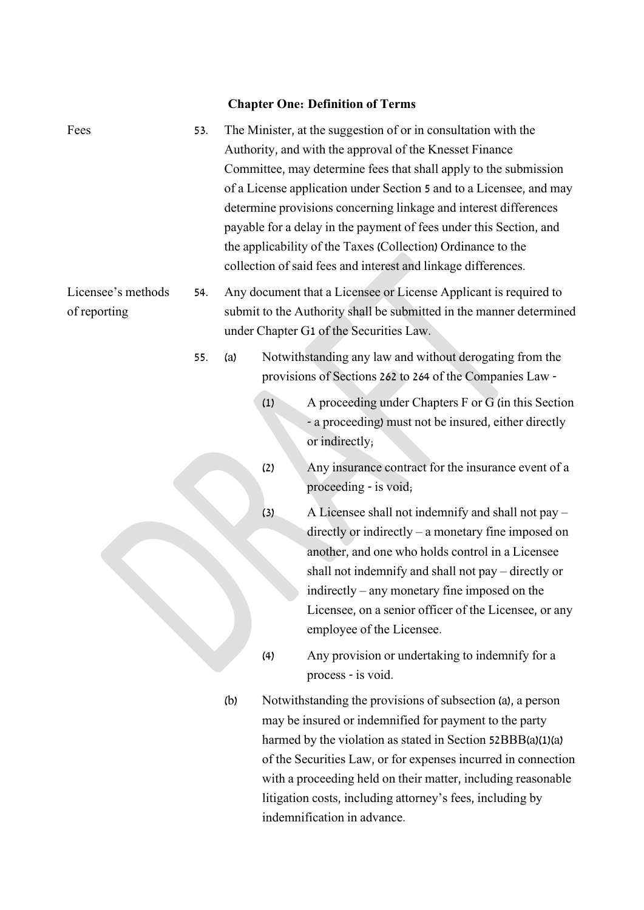**Chapter One: Definition of Terms**

Fees

53. The Minister, at the suggestion of or in consultation with the Authority, and with the approval of the Knesset Finance Committee, may determine fees that shall apply to the submission of a License application under Section 5 and to a Licensee, and may determine provisions concerning linkage and interest differences payable for a delay in the payment of fees under this Section, and the applicability of the Taxes (Collection) Ordinance to the collection of said fees and interest and linkage differences.

Licensee's methods of reporting

54. Any document that a Licensee or License Applicant is required to submit to the Authority shall be submitted in the manner determined under Chapter G1 of the Securities Law.

55. (a) Notwithstanding any law and without derogating from the provisions of Sections 262 to 264 of the Companies Law -

(1) A proceeding under Chapters F or G (in this Section - a proceeding) must not be insured, either directly or indirectly;

(2) Any insurance contract for the insurance event of a proceeding - is void;

(3) A Licensee shall not indemnify and shall not pay – directly or indirectly – a monetary fine imposed on another, and one who holds control in a Licensee shall not indemnify and shall not pay – directly or indirectly – any monetary fine imposed on the Licensee, on a senior officer of the Licensee, or any employee of the Licensee.

(4) Any provision or undertaking to indemnify for a process - is void.

(b) Notwithstanding the provisions of subsection (a), a person may be insured or indemnified for payment to the party harmed by the violation as stated in Section 52BBB(a)(1)(a) of the Securities Law, or for expenses incurred in connection with a proceeding held on their matter, including reasonable litigation costs, including attorney's fees, including by indemnification in advance.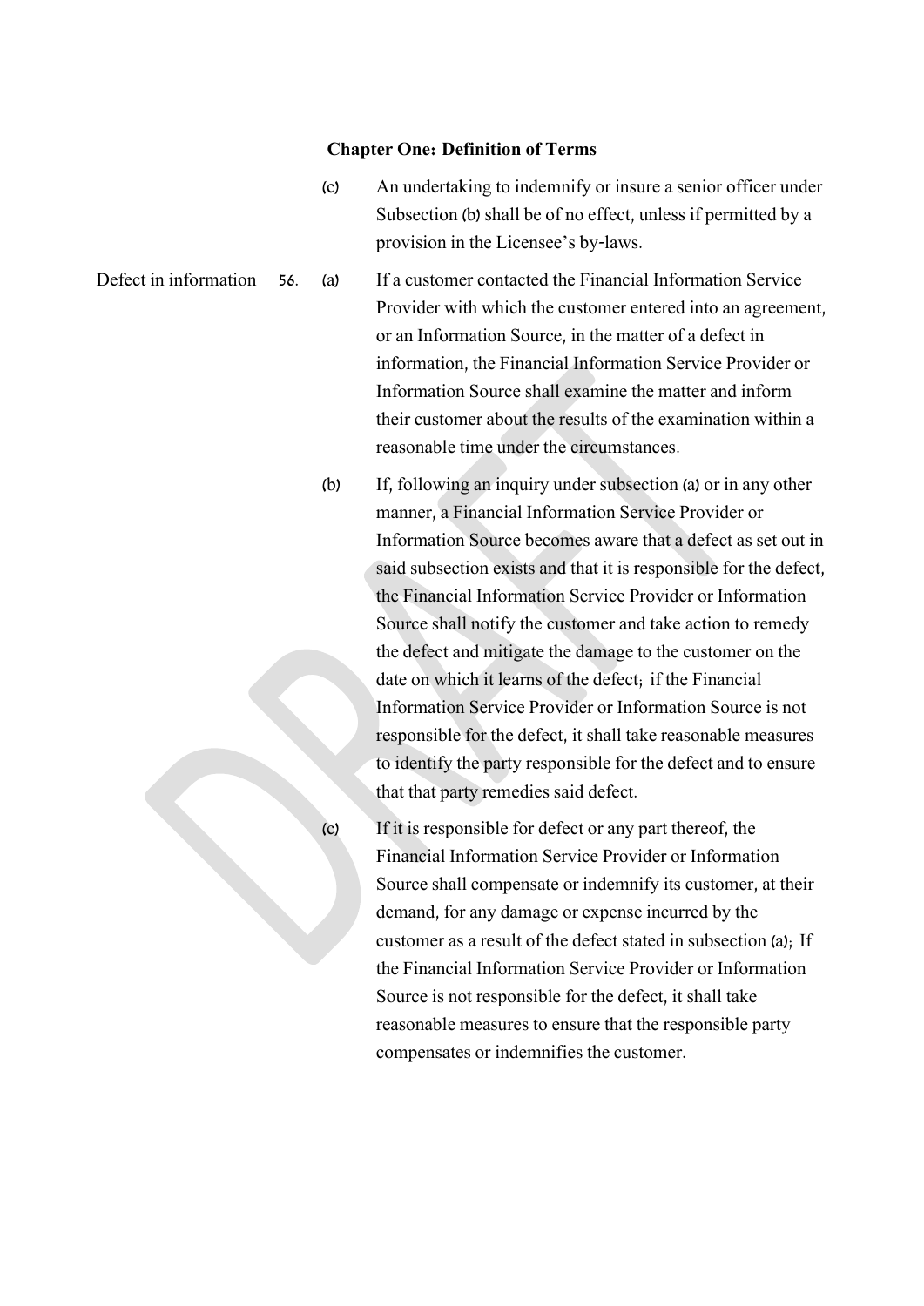**Chapter One: Definition of Terms**

(c) An undertaking to indemnify or insure a senior officer under Subsection (b) shall be of no effect, unless if permitted by a provision in the Licensee's by-laws.

Defect in information

56. (a) If a customer contacted the Financial Information Service Provider with which the customer entered into an agreement, or an Information Source, in the matter of a defect in information, the Financial Information Service Provider or Information Source shall examine the matter and inform their customer about the results of the examination within a reasonable time under the circumstances.

(b) If, following an inquiry under subsection (a) or in any other manner, a Financial Information Service Provider or Information Source becomes aware that a defect as set out in said subsection exists and that it is responsible for the defect, the Financial Information Service Provider or Information Source shall notify the customer and take action to remedy the defect and mitigate the damage to the customer on the date on which it learns of the defect; if the Financial Information Service Provider or Information Source is not responsible for the defect, it shall take reasonable measures to identify the party responsible for the defect and to ensure that that party remedies said defect.

(c) If it is responsible for defect or any part thereof, the Financial Information Service Provider or Information Source shall compensate or indemnify its customer, at their demand, for any damage or expense incurred by the customer as a result of the defect stated in subsection (a); If the Financial Information Service Provider or Information Source is not responsible for the defect, it shall take reasonable measures to ensure that the responsible party compensates or indemnifies the customer.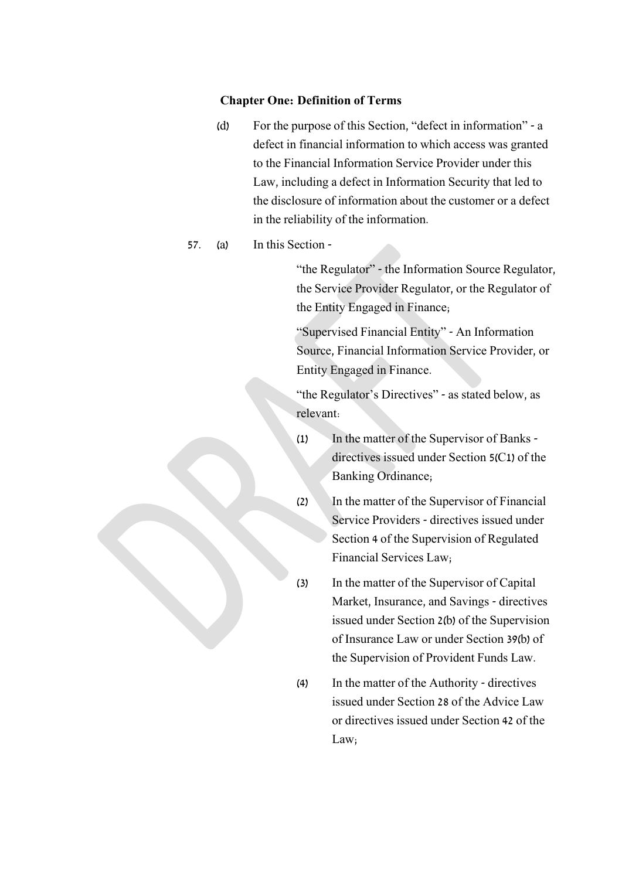**Chapter One: Definition of Terms**

(d) For the purpose of this Section, "defect in information" - a defect in financial information to which access was granted to the Financial Information Service Provider under this Law, including a defect in Information Security that led to the disclosure of information about the customer or a defect in the reliability of the information.

57. (a) In this Section -

"the Regulator" - the Information Source Regulator, the Service Provider Regulator, or the Regulator of the Entity Engaged in Finance;

"Supervised Financial Entity" - An Information Source, Financial Information Service Provider, or Entity Engaged in Finance.

"the Regulator's Directives" - as stated below, as relevant:

(1) In the matter of the Supervisor of Banks - directives issued under Section 5(C1) of the Banking Ordinance;

(2) In the matter of the Supervisor of Financial Service Providers - directives issued under Section 4 of the Supervision of Regulated Financial Services Law;

(3) In the matter of the Supervisor of Capital Market, Insurance, and Savings - directives issued under Section 2(b) of the Supervision of Insurance Law or under Section 39(b) of the Supervision of Provident Funds Law.

(4) In the matter of the Authority - directives issued under Section 28 of the Advice Law or directives issued under Section 42 of the Law;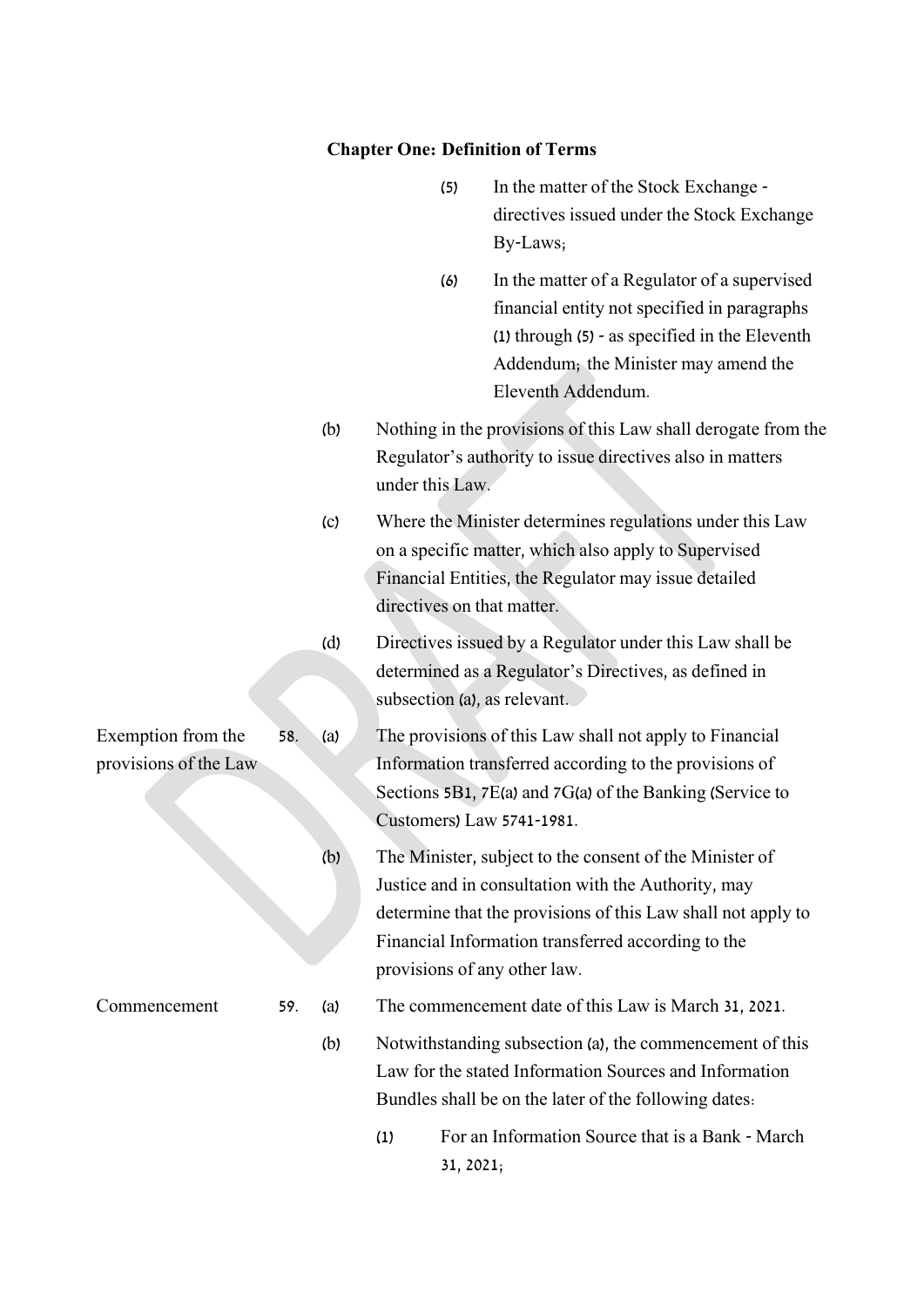**Chapter One: Definition of Terms**

(5) In the matter of the Stock Exchange - directives issued under the Stock Exchange By-Laws;

(6) In the matter of a Regulator of a supervised financial entity not specified in paragraphs (1) through (5) - as specified in the Eleventh Addendum; the Minister may amend the Eleventh Addendum.

(b) Nothing in the provisions of this Law shall derogate from the Regulator's authority to issue directives also in matters under this Law.

(c) Where the Minister determines regulations under this Law on a specific matter, which also apply to Supervised Financial Entities, the Regulator may issue detailed directives on that matter.

(d) Directives issued by a Regulator under this Law shall be determined as a Regulator's Directives, as defined in subsection (a), as relevant.

**Exemption from the provisions of the Law**

58. (a) The provisions of this Law shall not apply to Financial Information transferred according to the provisions of Sections 5B1, 7E(a) and 7G(a) of the Banking (Service to Customers) Law 5741-1981.

(b) The Minister, subject to the consent of the Minister of Justice and in consultation with the Authority, may determine that the provisions of this Law shall not apply to Financial Information transferred according to the provisions of any other law.

**Commencement**

59. (a) The commencement date of this Law is March 31, 2021.

(b) Notwithstanding subsection (a), the commencement of this Law for the stated Information Sources and Information Bundles shall be on the later of the following dates:

(1) For an Information Source that is a Bank - March 31, 2021;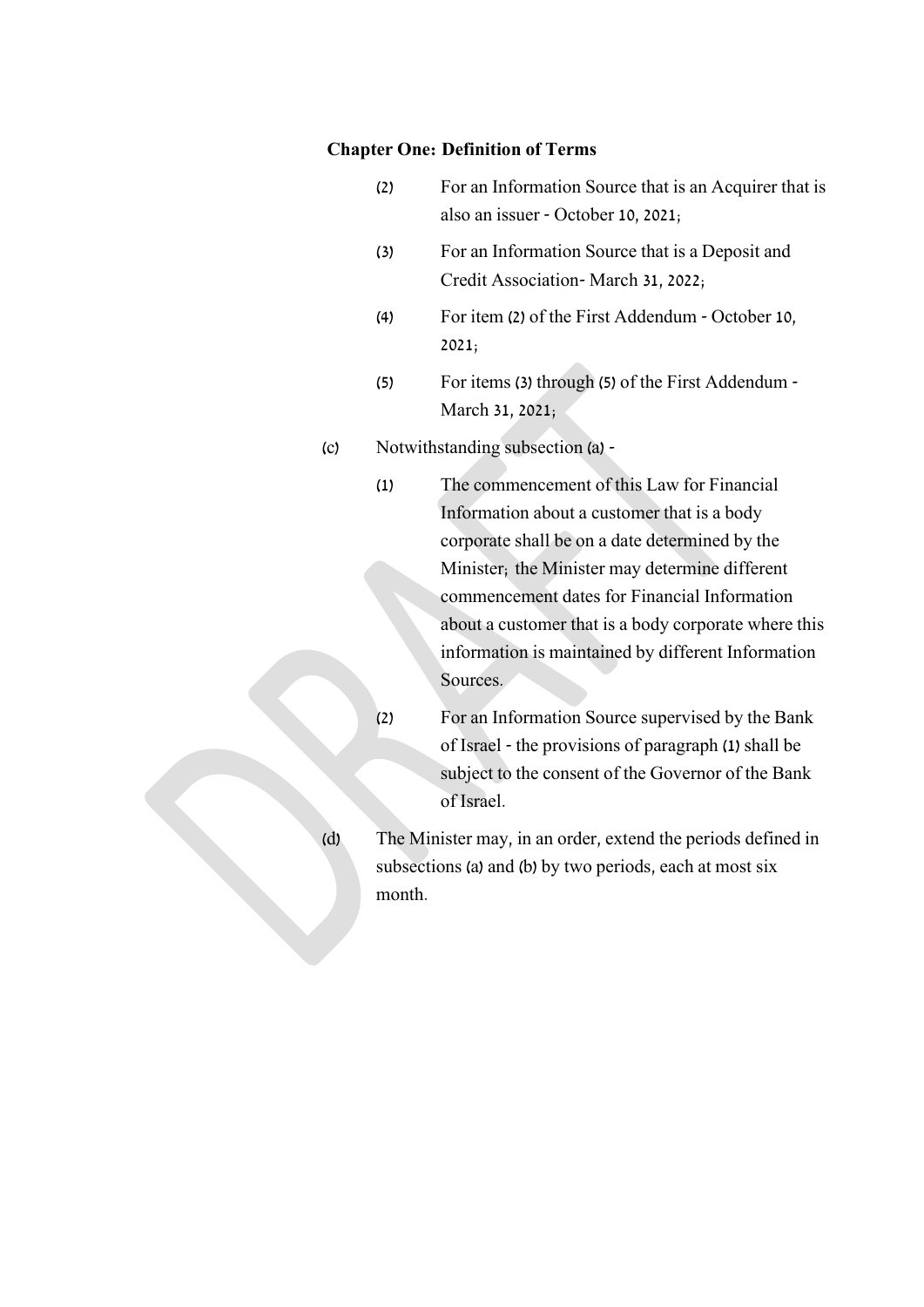**Chapter One: Definition of Terms**

(2) For an Information Source that is an Acquirer that is also an issuer - October 10, 2021;

(3) For an Information Source that is a Deposit and Credit Association- March 31, 2022;

(4) For item (2) of the First Addendum - October 10, 2021;

(5) For items (3) through (5) of the First Addendum - March 31, 2021;

(c) Notwithstanding subsection (a) -

(1) The commencement of this Law for Financial Information about a customer that is a body corporate shall be on a date determined by the Minister; the Minister may determine different commencement dates for Financial Information about a customer that is a body corporate where this information is maintained by different Information Sources.

(2) For an Information Source supervised by the Bank of Israel - the provisions of paragraph (1) shall be subject to the consent of the Governor of the Bank of Israel.

(d) The Minister may, in an order, extend the periods defined in subsections (a) and (b) by two periods, each at most six month.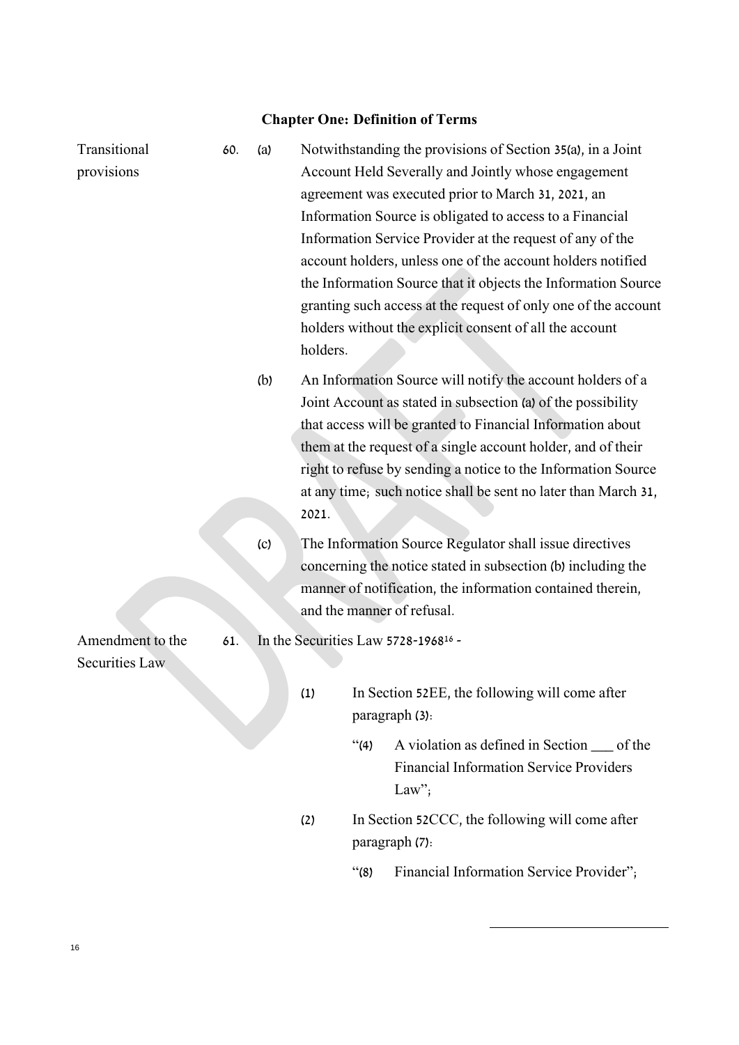## Chapter One: Definition of Terms

**Transitional provisions**

60\. (a) Notwithstanding the provisions of Section 35(a), in a Joint Account Held Severally and Jointly whose engagement agreement was executed prior to March 31, 2021, an Information Source is obligated to access to a Financial Information Service Provider at the request of any of the account holders, unless one of the account holders notified the Information Source that it objects the Information Source granting such access at the request of only one of the account holders without the explicit consent of all the account holders.

(b) An Information Source will notify the account holders of a Joint Account as stated in subsection (a) of the possibility that access will be granted to Financial Information about them at the request of a single account holder, and of their right to refuse by sending a notice to the Information Source at any time; such notice shall be sent no later than March 31, 2021.

(c) The Information Source Regulator shall issue directives concerning the notice stated in subsection (b) including the manner of notification, the information contained therein, and the manner of refusal.

**Amendment to the Securities Law**

61\. In the Securities Law 5728-1968[16] -

(1) In Section 52EE, the following will come after paragraph (3):

"(4) A violation as defined in Section ___ of the Financial Information Service Providers Law";

(2) In Section 52CCC, the following will come after paragraph (7):

"(8) Financial Information Service Provider";

---

16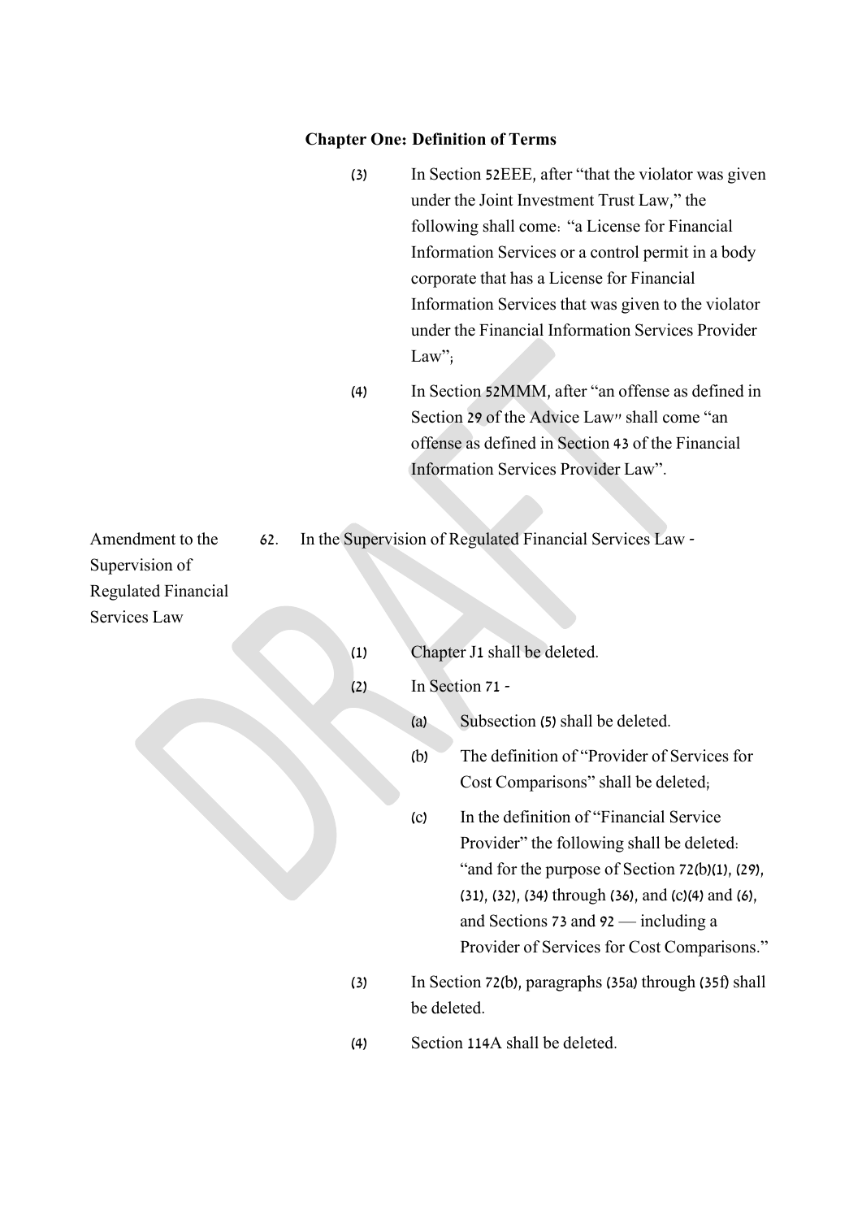**Chapter One: Definition of Terms**

(3) In Section 52EEE, after "that the violator was given under the Joint Investment Trust Law," the following shall come: "a License for Financial Information Services or a control permit in a body corporate that has a License for Financial Information Services that was given to the violator under the Financial Information Services Provider Law";

(4) In Section 52MMM, after "an offense as defined in Section 29 of the Advice Law" shall come "an offense as defined in Section 43 of the Financial Information Services Provider Law".

Amendment to the Supervision of Regulated Financial Services Law

62. In the Supervision of Regulated Financial Services Law -

(1) Chapter J1 shall be deleted.

(2) In Section 71 -

(a) Subsection (5) shall be deleted.

(b) The definition of "Provider of Services for Cost Comparisons" shall be deleted;

(c) In the definition of "Financial Service Provider" the following shall be deleted: "and for the purpose of Section 72(b)(1), (29), (31), (32), (34) through (36), and (c)(4) and (6), and Sections 73 and 92 — including a Provider of Services for Cost Comparisons."

(3) In Section 72(b), paragraphs (35a) through (35f) shall be deleted.

(4) Section 114A shall be deleted.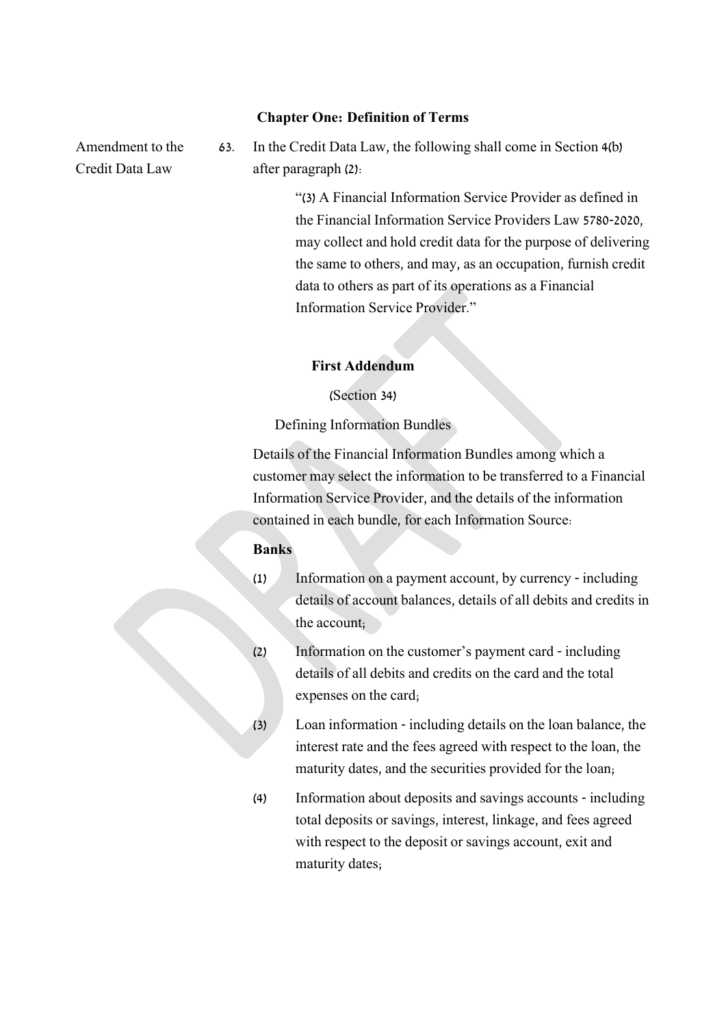## Chapter One: Definition of Terms

Amendment to the Credit Data Law

63. In the Credit Data Law, the following shall come in Section 4(b) after paragraph (2):

> "(3) A Financial Information Service Provider as defined in the Financial Information Service Providers Law 5780-2020, may collect and hold credit data for the purpose of delivering the same to others, and may, as an occupation, furnish credit data to others as part of its operations as a Financial Information Service Provider."

### First Addendum

(Section 34)

Defining Information Bundles

Details of the Financial Information Bundles among which a customer may select the information to be transferred to a Financial Information Service Provider, and the details of the information contained in each bundle, for each Information Source:

**Banks**

(1) Information on a payment account, by currency - including details of account balances, details of all debits and credits in the account;

(2) Information on the customer's payment card - including details of all debits and credits on the card and the total expenses on the card;

(3) Loan information - including details on the loan balance, the interest rate and the fees agreed with respect to the loan, the maturity dates, and the securities provided for the loan;

(4) Information about deposits and savings accounts - including total deposits or savings, interest, linkage, and fees agreed with respect to the deposit or savings account, exit and maturity dates;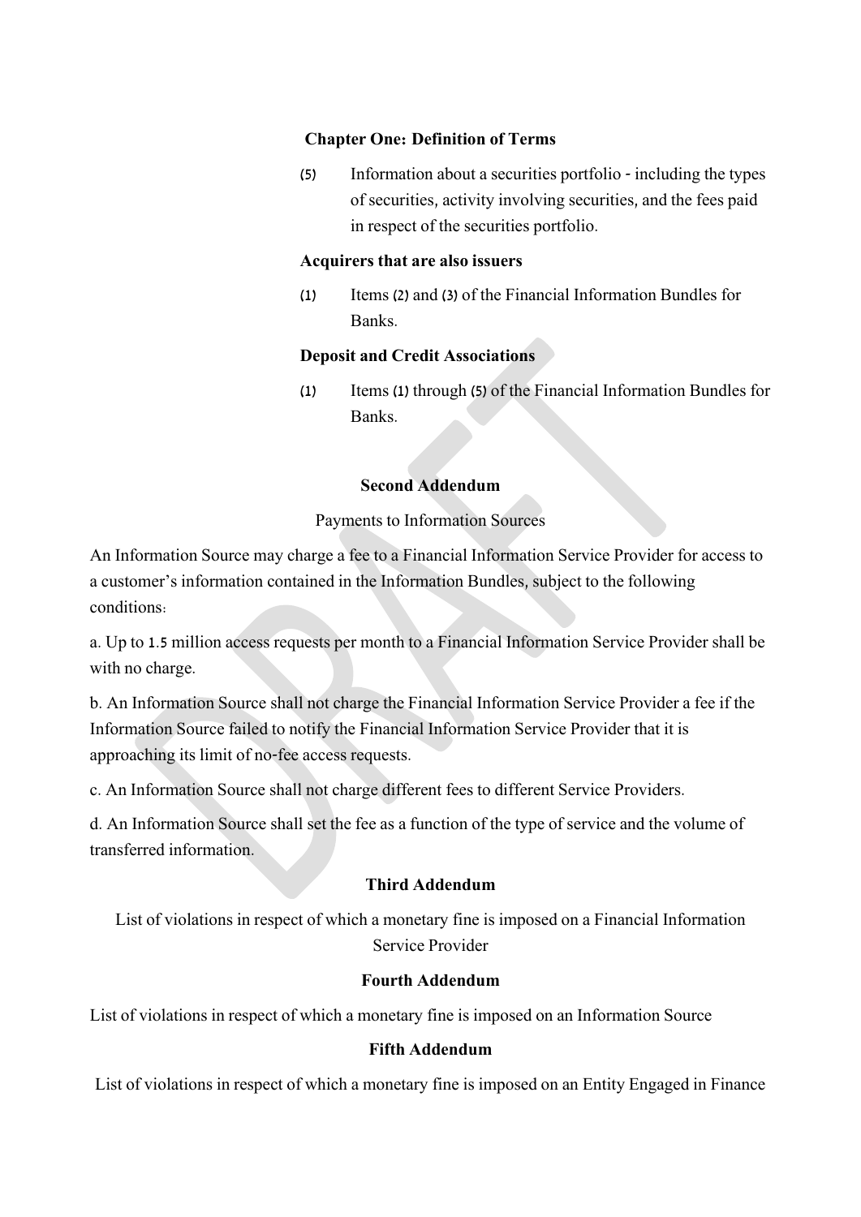**Chapter One: Definition of Terms**

(5) Information about a securities portfolio - including the types of securities, activity involving securities, and the fees paid in respect of the securities portfolio.

**Acquirers that are also issuers**

(1) Items (2) and (3) of the Financial Information Bundles for Banks.

**Deposit and Credit Associations**

(1) Items (1) through (5) of the Financial Information Bundles for Banks.

## Second Addendum

Payments to Information Sources

An Information Source may charge a fee to a Financial Information Service Provider for access to a customer's information contained in the Information Bundles, subject to the following conditions:

a. Up to 1.5 million access requests per month to a Financial Information Service Provider shall be with no charge.

b. An Information Source shall not charge the Financial Information Service Provider a fee if the Information Source failed to notify the Financial Information Service Provider that it is approaching its limit of no-fee access requests.

c. An Information Source shall not charge different fees to different Service Providers.

d. An Information Source shall set the fee as a function of the type of service and the volume of transferred information.

## Third Addendum

List of violations in respect of which a monetary fine is imposed on a Financial Information Service Provider

## Fourth Addendum

List of violations in respect of which a monetary fine is imposed on an Information Source

## Fifth Addendum

List of violations in respect of which a monetary fine is imposed on an Entity Engaged in Finance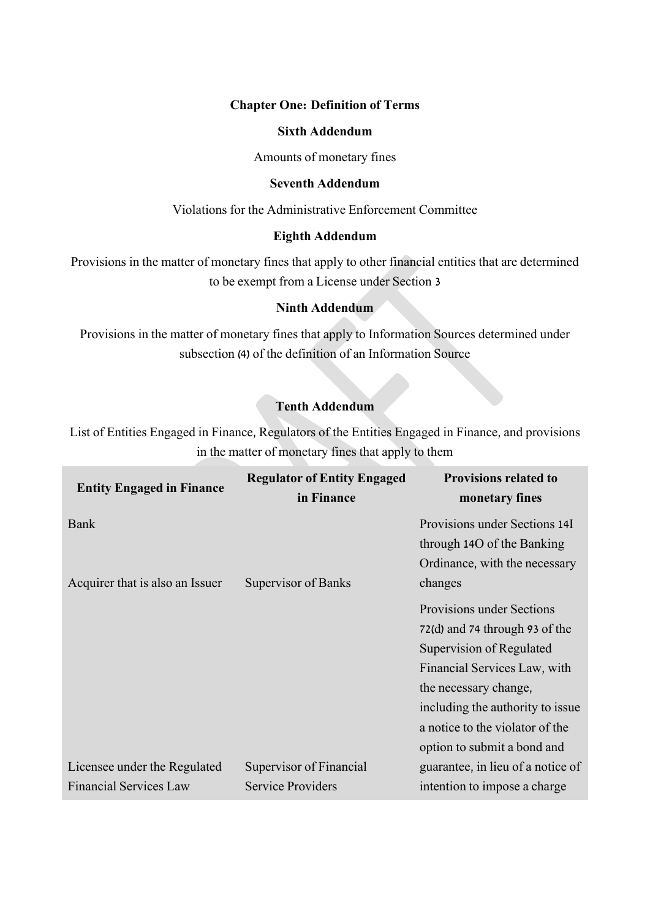**Chapter One: Definition of Terms**

**Sixth Addendum**

Amounts of monetary fines

**Seventh Addendum**

Violations for the Administrative Enforcement Committee

**Eighth Addendum**

Provisions in the matter of monetary fines that apply to other financial entities that are determined to be exempt from a License under Section 3

**Ninth Addendum**

Provisions in the matter of monetary fines that apply to Information Sources determined under subsection (4) of the definition of an Information Source

**Tenth Addendum**

List of Entities Engaged in Finance, Regulators of the Entities Engaged in Finance, and provisions in the matter of monetary fines that apply to them

| Entity Engaged in Finance | Regulator of Entity Engaged in Finance | Provisions related to monetary fines |
|---|---|---|
| Bank | | Provisions under Sections 14I through 14O of the Banking Ordinance, with the necessary changes |
| Acquirer that is also an Issuer | Supervisor of Banks | |
| Licensee under the Regulated Financial Services Law | Supervisor of Financial Service Providers | Provisions under Sections 72(d) and 74 through 93 of the Supervision of Regulated Financial Services Law, with the necessary change, including the authority to issue a notice to the violator of the option to submit a bond and guarantee, in lieu of a notice of intention to impose a charge |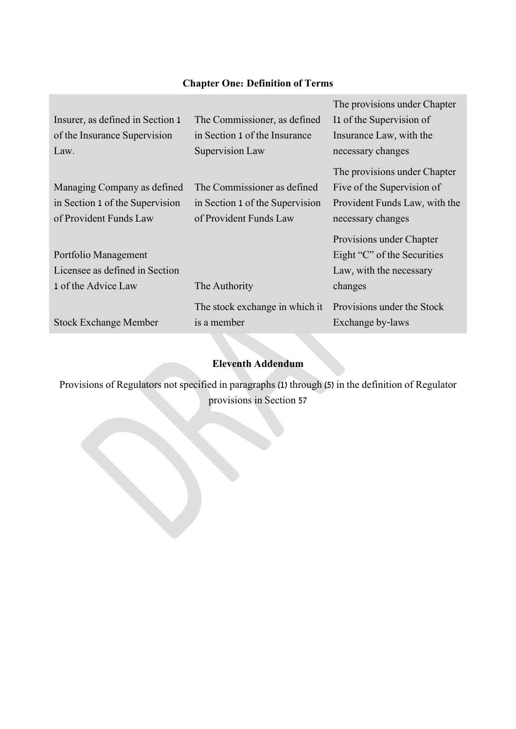**Chapter One: Definition of Terms**

| | | |
|---|---|---|
| Insurer, as defined in Section 1 of the Insurance Supervision Law. | The Commissioner, as defined in Section 1 of the Insurance Supervision Law | The provisions under Chapter I1 of the Supervision of Insurance Law, with the necessary changes |
| Managing Company as defined in Section 1 of the Supervision of Provident Funds Law | The Commissioner as defined in Section 1 of the Supervision of Provident Funds Law | The provisions under Chapter Five of the Supervision of Provident Funds Law, with the necessary changes |
| Portfolio Management Licensee as defined in Section 1 of the Advice Law | The Authority | Provisions under Chapter Eight “C” of the Securities Law, with the necessary changes |
| Stock Exchange Member | The stock exchange in which it is a member | Provisions under the Stock Exchange by-laws |

**Eleventh Addendum**

Provisions of Regulators not specified in paragraphs (1) through (5) in the definition of Regulator provisions in Section 57